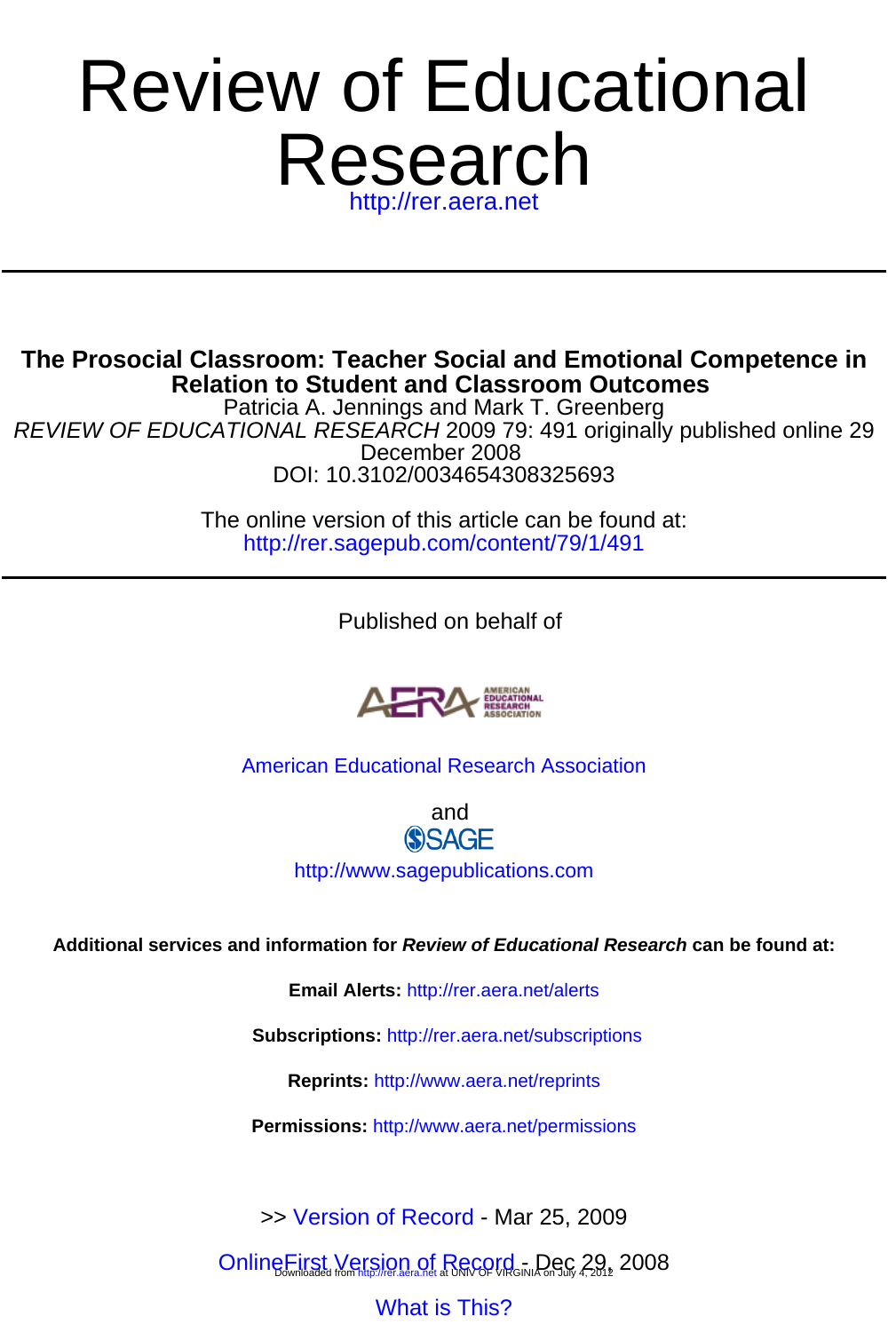# Review of Educational Research

http://rer.aera.net

## The Prosocial Classroom: Teacher Social and Emotional Competence in Relation to Student and Classroom Outcomes

Patricia A. Jennings and Mark T. Greenberg

*REVIEW OF EDUCATIONAL RESEARCH* 2009 79: 491 originally published online 29 December 2008

DOI: 10.3102/0034654308325693

The online version of this article can be found at:

http://rer.sagepub.com/content/79/1/491

Published on behalf of

American Educational Research Association

and

SAGE

http://www.sagepublications.com

**Additional services and information for *Review of Educational Research* can be found at:**

**Email Alerts:** http://rer.aera.net/alerts

**Subscriptions:** http://rer.aera.net/subscriptions

**Reprints:** http://www.aera.net/reprints

**Permissions:** http://www.aera.net/permissions

>> Version of Record - Mar 25, 2009

OnlineFirst Version of Record - Dec 29, 2008

What is This?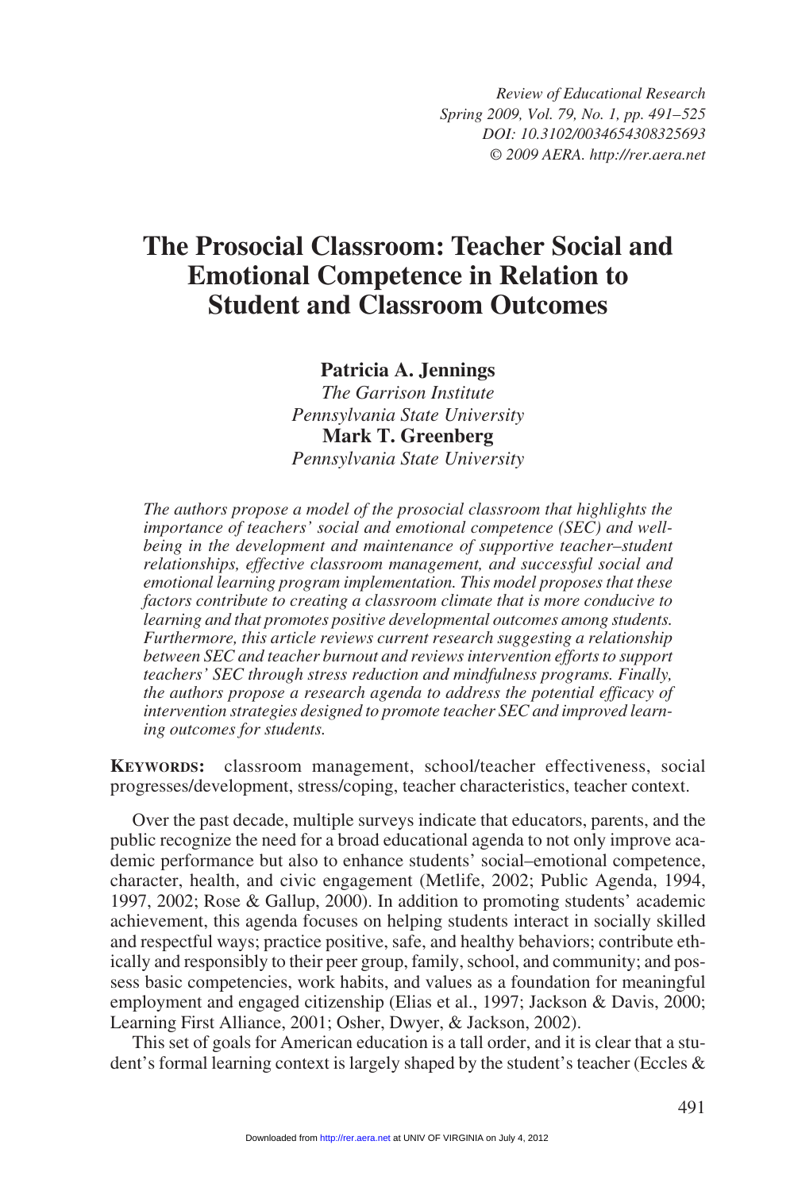# The Prosocial Classroom: Teacher Social and Emotional Competence in Relation to Student and Classroom Outcomes

**Patricia A. Jennings**

*The Garrison Institute*

*Pennsylvania State University*

**Mark T. Greenberg**

*Pennsylvania State University*

*The authors propose a model of the prosocial classroom that highlights the importance of teachers' social and emotional competence (SEC) and well-being in the development and maintenance of supportive teacher–student relationships, effective classroom management, and successful social and emotional learning program implementation. This model proposes that these factors contribute to creating a classroom climate that is more conducive to learning and that promotes positive developmental outcomes among students. Furthermore, this article reviews current research suggesting a relationship between SEC and teacher burnout and reviews intervention efforts to support teachers' SEC through stress reduction and mindfulness programs. Finally, the authors propose a research agenda to address the potential efficacy of intervention strategies designed to promote teacher SEC and improved learning outcomes for students.*

**Keywords:** classroom management, school/teacher effectiveness, social progresses/development, stress/coping, teacher characteristics, teacher context.

Over the past decade, multiple surveys indicate that educators, parents, and the public recognize the need for a broad educational agenda to not only improve academic performance but also to enhance students' social–emotional competence, character, health, and civic engagement (Metlife, 2002; Public Agenda, 1994, 1997, 2002; Rose & Gallup, 2000). In addition to promoting students' academic achievement, this agenda focuses on helping students interact in socially skilled and respectful ways; practice positive, safe, and healthy behaviors; contribute ethically and responsibly to their peer group, family, school, and community; and possess basic competencies, work habits, and values as a foundation for meaningful employment and engaged citizenship (Elias et al., 1997; Jackson & Davis, 2000; Learning First Alliance, 2001; Osher, Dwyer, & Jackson, 2002).

This set of goals for American education is a tall order, and it is clear that a student's formal learning context is largely shaped by the student's teacher (Eccles &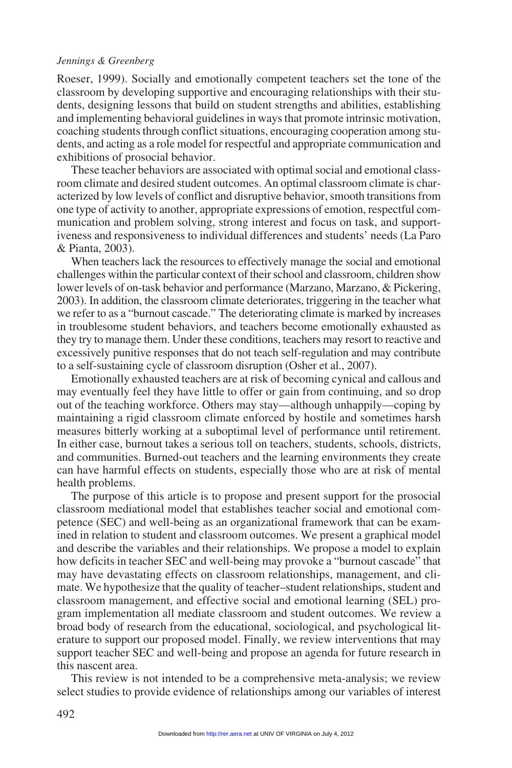Roeser, 1999). Socially and emotionally competent teachers set the tone of the classroom by developing supportive and encouraging relationships with their students, designing lessons that build on student strengths and abilities, establishing and implementing behavioral guidelines in ways that promote intrinsic motivation, coaching students through conflict situations, encouraging cooperation among students, and acting as a role model for respectful and appropriate communication and exhibitions of prosocial behavior.

These teacher behaviors are associated with optimal social and emotional classroom climate and desired student outcomes. An optimal classroom climate is characterized by low levels of conflict and disruptive behavior, smooth transitions from one type of activity to another, appropriate expressions of emotion, respectful communication and problem solving, strong interest and focus on task, and supportiveness and responsiveness to individual differences and students' needs (La Paro & Pianta, 2003).

When teachers lack the resources to effectively manage the social and emotional challenges within the particular context of their school and classroom, children show lower levels of on-task behavior and performance (Marzano, Marzano, & Pickering, 2003). In addition, the classroom climate deteriorates, triggering in the teacher what we refer to as a "burnout cascade." The deteriorating climate is marked by increases in troublesome student behaviors, and teachers become emotionally exhausted as they try to manage them. Under these conditions, teachers may resort to reactive and excessively punitive responses that do not teach self-regulation and may contribute to a self-sustaining cycle of classroom disruption (Osher et al., 2007).

Emotionally exhausted teachers are at risk of becoming cynical and callous and may eventually feel they have little to offer or gain from continuing, and so drop out of the teaching workforce. Others may stay—although unhappily—coping by maintaining a rigid classroom climate enforced by hostile and sometimes harsh measures bitterly working at a suboptimal level of performance until retirement. In either case, burnout takes a serious toll on teachers, students, schools, districts, and communities. Burned-out teachers and the learning environments they create can have harmful effects on students, especially those who are at risk of mental health problems.

The purpose of this article is to propose and present support for the prosocial classroom mediational model that establishes teacher social and emotional competence (SEC) and well-being as an organizational framework that can be examined in relation to student and classroom outcomes. We present a graphical model and describe the variables and their relationships. We propose a model to explain how deficits in teacher SEC and well-being may provoke a "burnout cascade" that may have devastating effects on classroom relationships, management, and climate. We hypothesize that the quality of teacher–student relationships, student and classroom management, and effective social and emotional learning (SEL) program implementation all mediate classroom and student outcomes. We review a broad body of research from the educational, sociological, and psychological literature to support our proposed model. Finally, we review interventions that may support teacher SEC and well-being and propose an agenda for future research in this nascent area.

This review is not intended to be a comprehensive meta-analysis; we review select studies to provide evidence of relationships among our variables of interest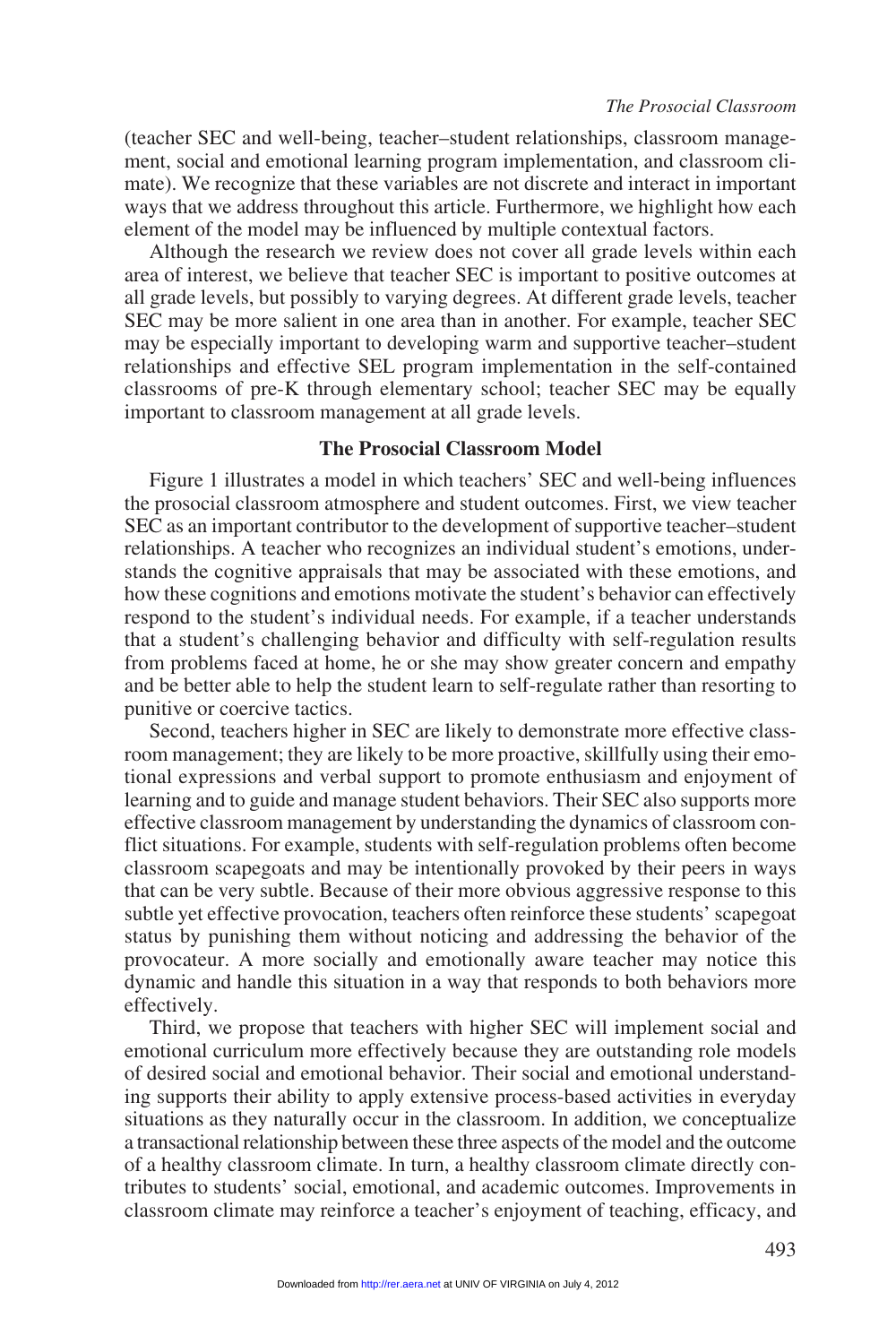(teacher SEC and well-being, teacher–student relationships, classroom management, social and emotional learning program implementation, and classroom climate). We recognize that these variables are not discrete and interact in important ways that we address throughout this article. Furthermore, we highlight how each element of the model may be influenced by multiple contextual factors.

Although the research we review does not cover all grade levels within each area of interest, we believe that teacher SEC is important to positive outcomes at all grade levels, but possibly to varying degrees. At different grade levels, teacher SEC may be more salient in one area than in another. For example, teacher SEC may be especially important to developing warm and supportive teacher–student relationships and effective SEL program implementation in the self-contained classrooms of pre-K through elementary school; teacher SEC may be equally important to classroom management at all grade levels.

## The Prosocial Classroom Model

Figure 1 illustrates a model in which teachers' SEC and well-being influences the prosocial classroom atmosphere and student outcomes. First, we view teacher SEC as an important contributor to the development of supportive teacher–student relationships. A teacher who recognizes an individual student's emotions, understands the cognitive appraisals that may be associated with these emotions, and how these cognitions and emotions motivate the student's behavior can effectively respond to the student's individual needs. For example, if a teacher understands that a student's challenging behavior and difficulty with self-regulation results from problems faced at home, he or she may show greater concern and empathy and be better able to help the student learn to self-regulate rather than resorting to punitive or coercive tactics.

Second, teachers higher in SEC are likely to demonstrate more effective classroom management; they are likely to be more proactive, skillfully using their emotional expressions and verbal support to promote enthusiasm and enjoyment of learning and to guide and manage student behaviors. Their SEC also supports more effective classroom management by understanding the dynamics of classroom conflict situations. For example, students with self-regulation problems often become classroom scapegoats and may be intentionally provoked by their peers in ways that can be very subtle. Because of their more obvious aggressive response to this subtle yet effective provocation, teachers often reinforce these students' scapegoat status by punishing them without noticing and addressing the behavior of the provocateur. A more socially and emotionally aware teacher may notice this dynamic and handle this situation in a way that responds to both behaviors more effectively.

Third, we propose that teachers with higher SEC will implement social and emotional curriculum more effectively because they are outstanding role models of desired social and emotional behavior. Their social and emotional understanding supports their ability to apply extensive process-based activities in everyday situations as they naturally occur in the classroom. In addition, we conceptualize a transactional relationship between these three aspects of the model and the outcome of a healthy classroom climate. In turn, a healthy classroom climate directly contributes to students' social, emotional, and academic outcomes. Improvements in classroom climate may reinforce a teacher's enjoyment of teaching, efficacy, and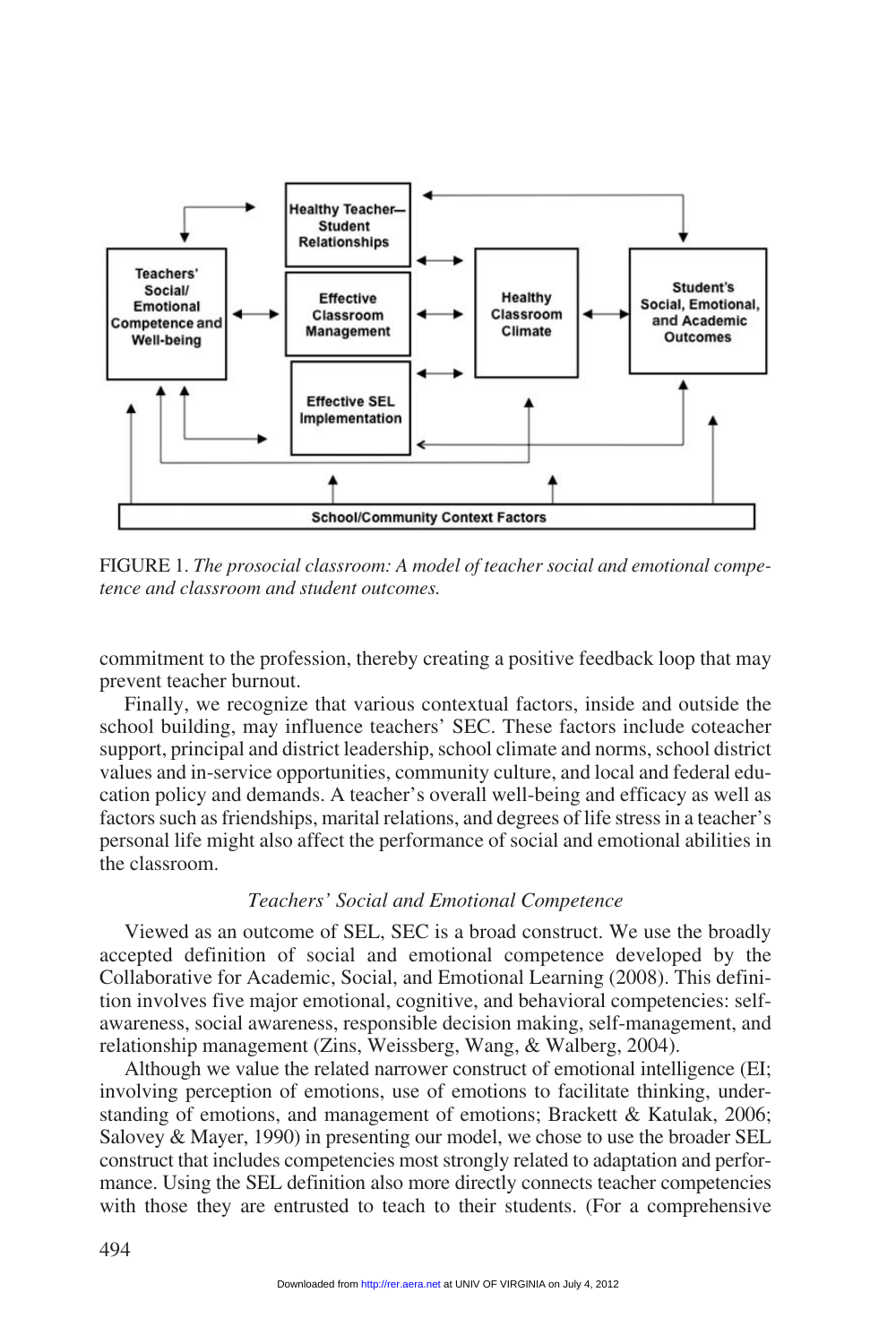FIGURE 1. *The prosocial classroom: A model of teacher social and emotional competence and classroom and student outcomes.*

commitment to the profession, thereby creating a positive feedback loop that may prevent teacher burnout.

Finally, we recognize that various contextual factors, inside and outside the school building, may influence teachers' SEC. These factors include coteacher support, principal and district leadership, school climate and norms, school district values and in-service opportunities, community culture, and local and federal education policy and demands. A teacher's overall well-being and efficacy as well as factors such as friendships, marital relations, and degrees of life stress in a teacher's personal life might also affect the performance of social and emotional abilities in the classroom.

### *Teachers' Social and Emotional Competence*

Viewed as an outcome of SEL, SEC is a broad construct. We use the broadly accepted definition of social and emotional competence developed by the Collaborative for Academic, Social, and Emotional Learning (2008). This definition involves five major emotional, cognitive, and behavioral competencies: self-awareness, social awareness, responsible decision making, self-management, and relationship management (Zins, Weissberg, Wang, & Walberg, 2004).

Although we value the related narrower construct of emotional intelligence (EI; involving perception of emotions, use of emotions to facilitate thinking, understanding of emotions, and management of emotions; Brackett & Katulak, 2006; Salovey & Mayer, 1990) in presenting our model, we chose to use the broader SEL construct that includes competencies most strongly related to adaptation and performance. Using the SEL definition also more directly connects teacher competencies with those they are entrusted to teach to their students. (For a comprehensive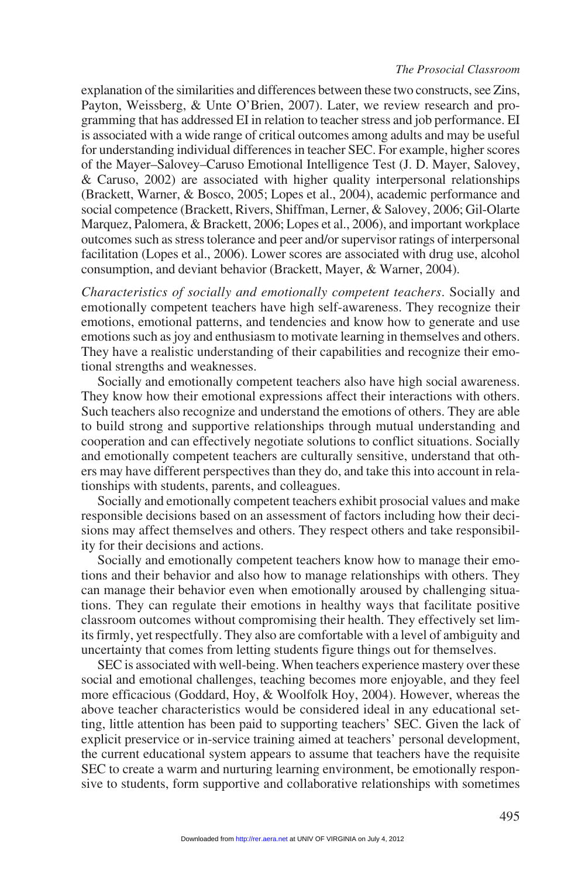explanation of the similarities and differences between these two constructs, see Zins, Payton, Weissberg, & Unte O'Brien, 2007). Later, we review research and programming that has addressed EI in relation to teacher stress and job performance. EI is associated with a wide range of critical outcomes among adults and may be useful for understanding individual differences in teacher SEC. For example, higher scores of the Mayer–Salovey–Caruso Emotional Intelligence Test (J. D. Mayer, Salovey, & Caruso, 2002) are associated with higher quality interpersonal relationships (Brackett, Warner, & Bosco, 2005; Lopes et al., 2004), academic performance and social competence (Brackett, Rivers, Shiffman, Lerner, & Salovey, 2006; Gil-Olarte Marquez, Palomera, & Brackett, 2006; Lopes et al., 2006), and important workplace outcomes such as stress tolerance and peer and/or supervisor ratings of interpersonal facilitation (Lopes et al., 2006). Lower scores are associated with drug use, alcohol consumption, and deviant behavior (Brackett, Mayer, & Warner, 2004).

*Characteristics of socially and emotionally competent teachers*. Socially and emotionally competent teachers have high self-awareness. They recognize their emotions, emotional patterns, and tendencies and know how to generate and use emotions such as joy and enthusiasm to motivate learning in themselves and others. They have a realistic understanding of their capabilities and recognize their emotional strengths and weaknesses.

Socially and emotionally competent teachers also have high social awareness. They know how their emotional expressions affect their interactions with others. Such teachers also recognize and understand the emotions of others. They are able to build strong and supportive relationships through mutual understanding and cooperation and can effectively negotiate solutions to conflict situations. Socially and emotionally competent teachers are culturally sensitive, understand that others may have different perspectives than they do, and take this into account in relationships with students, parents, and colleagues.

Socially and emotionally competent teachers exhibit prosocial values and make responsible decisions based on an assessment of factors including how their decisions may affect themselves and others. They respect others and take responsibility for their decisions and actions.

Socially and emotionally competent teachers know how to manage their emotions and their behavior and also how to manage relationships with others. They can manage their behavior even when emotionally aroused by challenging situations. They can regulate their emotions in healthy ways that facilitate positive classroom outcomes without compromising their health. They effectively set limits firmly, yet respectfully. They also are comfortable with a level of ambiguity and uncertainty that comes from letting students figure things out for themselves.

SEC is associated with well-being. When teachers experience mastery over these social and emotional challenges, teaching becomes more enjoyable, and they feel more efficacious (Goddard, Hoy, & Woolfolk Hoy, 2004). However, whereas the above teacher characteristics would be considered ideal in any educational setting, little attention has been paid to supporting teachers' SEC. Given the lack of explicit preservice or in-service training aimed at teachers' personal development, the current educational system appears to assume that teachers have the requisite SEC to create a warm and nurturing learning environment, be emotionally responsive to students, form supportive and collaborative relationships with sometimes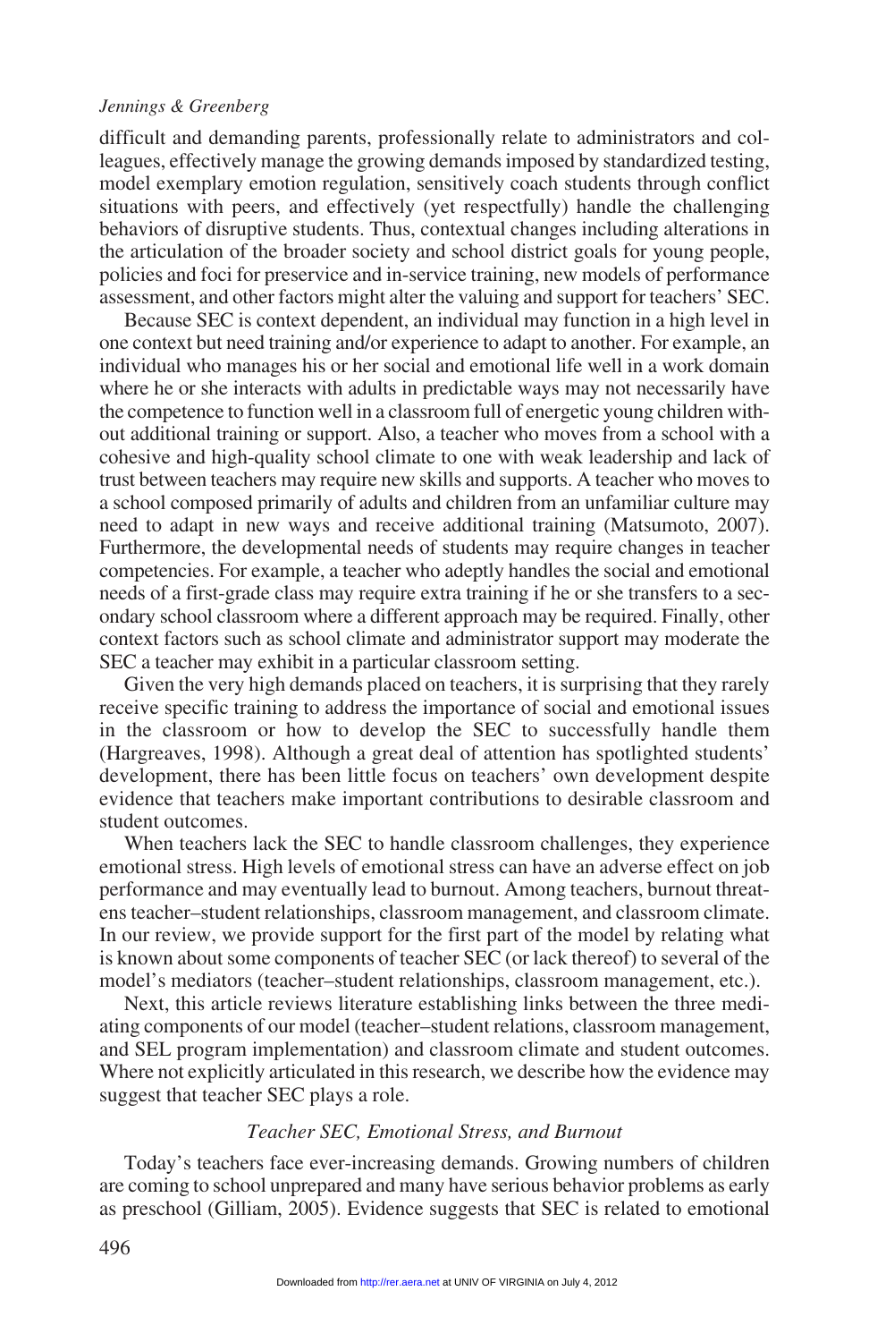difficult and demanding parents, professionally relate to administrators and colleagues, effectively manage the growing demands imposed by standardized testing, model exemplary emotion regulation, sensitively coach students through conflict situations with peers, and effectively (yet respectfully) handle the challenging behaviors of disruptive students. Thus, contextual changes including alterations in the articulation of the broader society and school district goals for young people, policies and foci for preservice and in-service training, new models of performance assessment, and other factors might alter the valuing and support for teachers' SEC.

Because SEC is context dependent, an individual may function in a high level in one context but need training and/or experience to adapt to another. For example, an individual who manages his or her social and emotional life well in a work domain where he or she interacts with adults in predictable ways may not necessarily have the competence to function well in a classroom full of energetic young children without additional training or support. Also, a teacher who moves from a school with a cohesive and high-quality school climate to one with weak leadership and lack of trust between teachers may require new skills and supports. A teacher who moves to a school composed primarily of adults and children from an unfamiliar culture may need to adapt in new ways and receive additional training (Matsumoto, 2007). Furthermore, the developmental needs of students may require changes in teacher competencies. For example, a teacher who adeptly handles the social and emotional needs of a first-grade class may require extra training if he or she transfers to a secondary school classroom where a different approach may be required. Finally, other context factors such as school climate and administrator support may moderate the SEC a teacher may exhibit in a particular classroom setting.

Given the very high demands placed on teachers, it is surprising that they rarely receive specific training to address the importance of social and emotional issues in the classroom or how to develop the SEC to successfully handle them (Hargreaves, 1998). Although a great deal of attention has spotlighted students' development, there has been little focus on teachers' own development despite evidence that teachers make important contributions to desirable classroom and student outcomes.

When teachers lack the SEC to handle classroom challenges, they experience emotional stress. High levels of emotional stress can have an adverse effect on job performance and may eventually lead to burnout. Among teachers, burnout threatens teacher–student relationships, classroom management, and classroom climate. In our review, we provide support for the first part of the model by relating what is known about some components of teacher SEC (or lack thereof) to several of the model's mediators (teacher–student relationships, classroom management, etc.).

Next, this article reviews literature establishing links between the three mediating components of our model (teacher–student relations, classroom management, and SEL program implementation) and classroom climate and student outcomes. Where not explicitly articulated in this research, we describe how the evidence may suggest that teacher SEC plays a role.

### *Teacher SEC, Emotional Stress, and Burnout*

Today's teachers face ever-increasing demands. Growing numbers of children are coming to school unprepared and many have serious behavior problems as early as preschool (Gilliam, 2005). Evidence suggests that SEC is related to emotional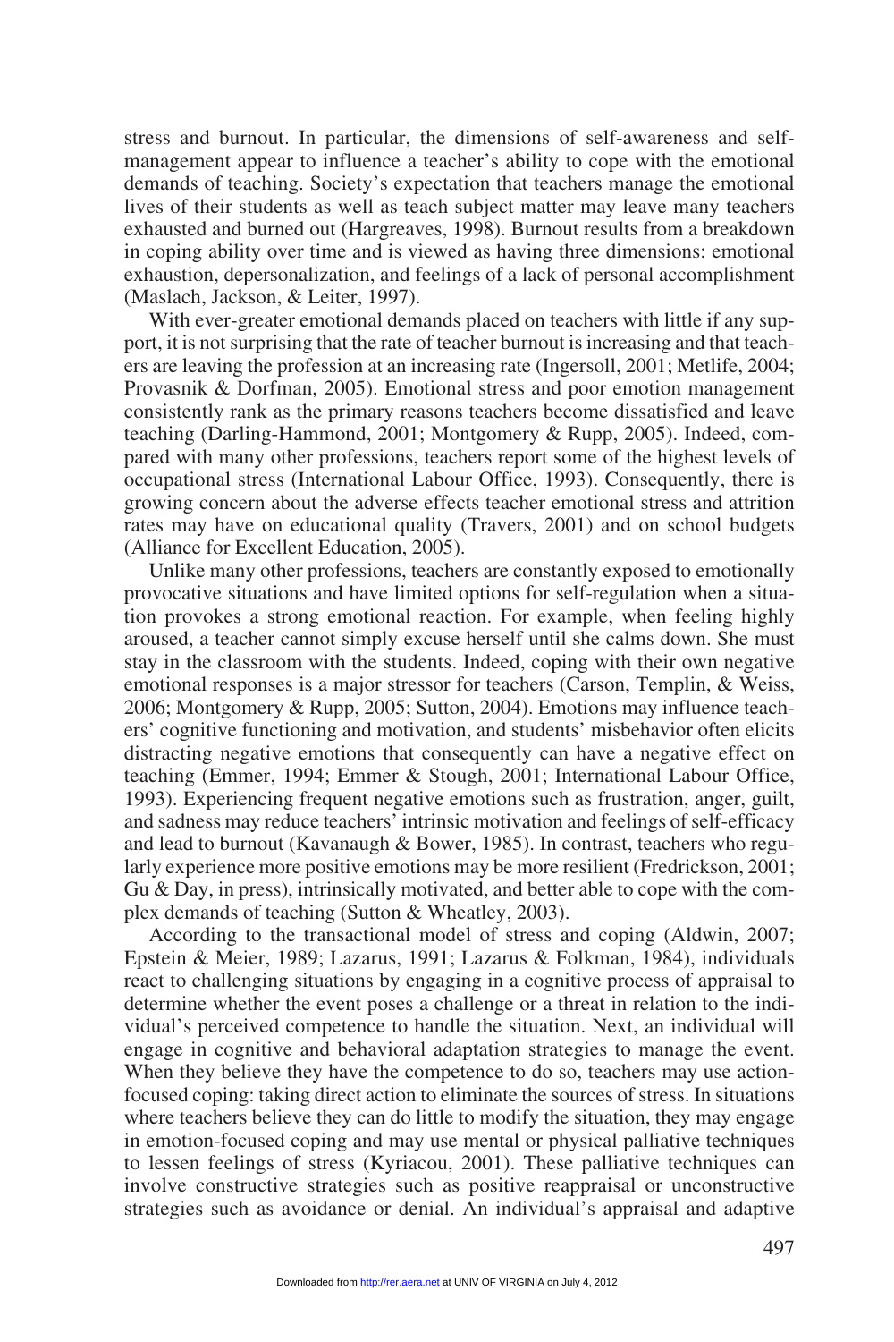stress and burnout. In particular, the dimensions of self-awareness and self-management appear to influence a teacher's ability to cope with the emotional demands of teaching. Society's expectation that teachers manage the emotional lives of their students as well as teach subject matter may leave many teachers exhausted and burned out (Hargreaves, 1998). Burnout results from a breakdown in coping ability over time and is viewed as having three dimensions: emotional exhaustion, depersonalization, and feelings of a lack of personal accomplishment (Maslach, Jackson, & Leiter, 1997).

With ever-greater emotional demands placed on teachers with little if any support, it is not surprising that the rate of teacher burnout is increasing and that teachers are leaving the profession at an increasing rate (Ingersoll, 2001; Metlife, 2004; Provasnik & Dorfman, 2005). Emotional stress and poor emotion management consistently rank as the primary reasons teachers become dissatisfied and leave teaching (Darling-Hammond, 2001; Montgomery & Rupp, 2005). Indeed, compared with many other professions, teachers report some of the highest levels of occupational stress (International Labour Office, 1993). Consequently, there is growing concern about the adverse effects teacher emotional stress and attrition rates may have on educational quality (Travers, 2001) and on school budgets (Alliance for Excellent Education, 2005).

Unlike many other professions, teachers are constantly exposed to emotionally provocative situations and have limited options for self-regulation when a situation provokes a strong emotional reaction. For example, when feeling highly aroused, a teacher cannot simply excuse herself until she calms down. She must stay in the classroom with the students. Indeed, coping with their own negative emotional responses is a major stressor for teachers (Carson, Templin, & Weiss, 2006; Montgomery & Rupp, 2005; Sutton, 2004). Emotions may influence teachers' cognitive functioning and motivation, and students' misbehavior often elicits distracting negative emotions that consequently can have a negative effect on teaching (Emmer, 1994; Emmer & Stough, 2001; International Labour Office, 1993). Experiencing frequent negative emotions such as frustration, anger, guilt, and sadness may reduce teachers' intrinsic motivation and feelings of self-efficacy and lead to burnout (Kavanaugh & Bower, 1985). In contrast, teachers who regularly experience more positive emotions may be more resilient (Fredrickson, 2001; Gu & Day, in press), intrinsically motivated, and better able to cope with the complex demands of teaching (Sutton & Wheatley, 2003).

According to the transactional model of stress and coping (Aldwin, 2007; Epstein & Meier, 1989; Lazarus, 1991; Lazarus & Folkman, 1984), individuals react to challenging situations by engaging in a cognitive process of appraisal to determine whether the event poses a challenge or a threat in relation to the individual's perceived competence to handle the situation. Next, an individual will engage in cognitive and behavioral adaptation strategies to manage the event. When they believe they have the competence to do so, teachers may use action-focused coping: taking direct action to eliminate the sources of stress. In situations where teachers believe they can do little to modify the situation, they may engage in emotion-focused coping and may use mental or physical palliative techniques to lessen feelings of stress (Kyriacou, 2001). These palliative techniques can involve constructive strategies such as positive reappraisal or unconstructive strategies such as avoidance or denial. An individual's appraisal and adaptive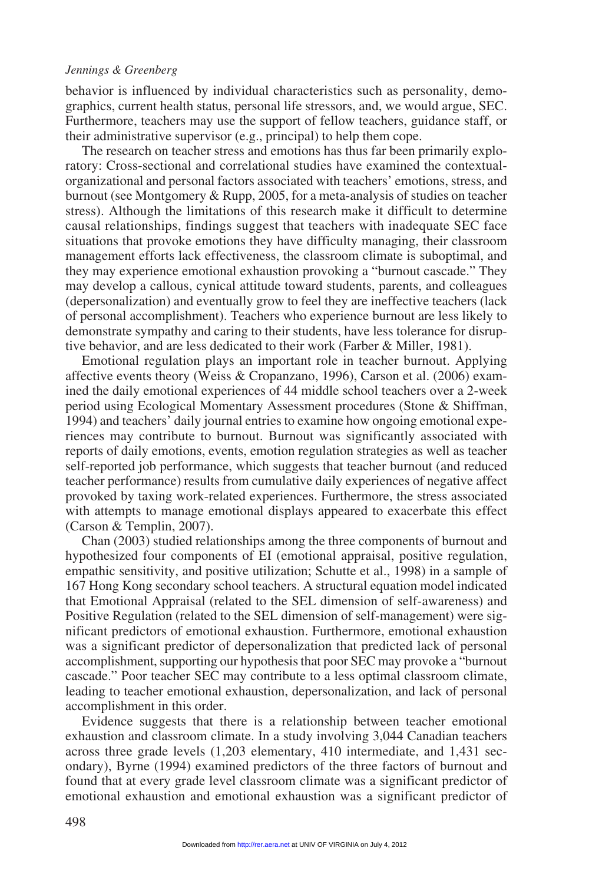behavior is influenced by individual characteristics such as personality, demographics, current health status, personal life stressors, and, we would argue, SEC. Furthermore, teachers may use the support of fellow teachers, guidance staff, or their administrative supervisor (e.g., principal) to help them cope.

The research on teacher stress and emotions has thus far been primarily exploratory: Cross-sectional and correlational studies have examined the contextual-organizational and personal factors associated with teachers' emotions, stress, and burnout (see Montgomery & Rupp, 2005, for a meta-analysis of studies on teacher stress). Although the limitations of this research make it difficult to determine causal relationships, findings suggest that teachers with inadequate SEC face situations that provoke emotions they have difficulty managing, their classroom management efforts lack effectiveness, the classroom climate is suboptimal, and they may experience emotional exhaustion provoking a "burnout cascade." They may develop a callous, cynical attitude toward students, parents, and colleagues (depersonalization) and eventually grow to feel they are ineffective teachers (lack of personal accomplishment). Teachers who experience burnout are less likely to demonstrate sympathy and caring to their students, have less tolerance for disruptive behavior, and are less dedicated to their work (Farber & Miller, 1981).

Emotional regulation plays an important role in teacher burnout. Applying affective events theory (Weiss & Cropanzano, 1996), Carson et al. (2006) examined the daily emotional experiences of 44 middle school teachers over a 2-week period using Ecological Momentary Assessment procedures (Stone & Shiffman, 1994) and teachers' daily journal entries to examine how ongoing emotional experiences may contribute to burnout. Burnout was significantly associated with reports of daily emotions, events, emotion regulation strategies as well as teacher self-reported job performance, which suggests that teacher burnout (and reduced teacher performance) results from cumulative daily experiences of negative affect provoked by taxing work-related experiences. Furthermore, the stress associated with attempts to manage emotional displays appeared to exacerbate this effect (Carson & Templin, 2007).

Chan (2003) studied relationships among the three components of burnout and hypothesized four components of EI (emotional appraisal, positive regulation, empathic sensitivity, and positive utilization; Schutte et al., 1998) in a sample of 167 Hong Kong secondary school teachers. A structural equation model indicated that Emotional Appraisal (related to the SEL dimension of self-awareness) and Positive Regulation (related to the SEL dimension of self-management) were significant predictors of emotional exhaustion. Furthermore, emotional exhaustion was a significant predictor of depersonalization that predicted lack of personal accomplishment, supporting our hypothesis that poor SEC may provoke a "burnout cascade." Poor teacher SEC may contribute to a less optimal classroom climate, leading to teacher emotional exhaustion, depersonalization, and lack of personal accomplishment in this order.

Evidence suggests that there is a relationship between teacher emotional exhaustion and classroom climate. In a study involving 3,044 Canadian teachers across three grade levels (1,203 elementary, 410 intermediate, and 1,431 secondary), Byrne (1994) examined predictors of the three factors of burnout and found that at every grade level classroom climate was a significant predictor of emotional exhaustion and emotional exhaustion was a significant predictor of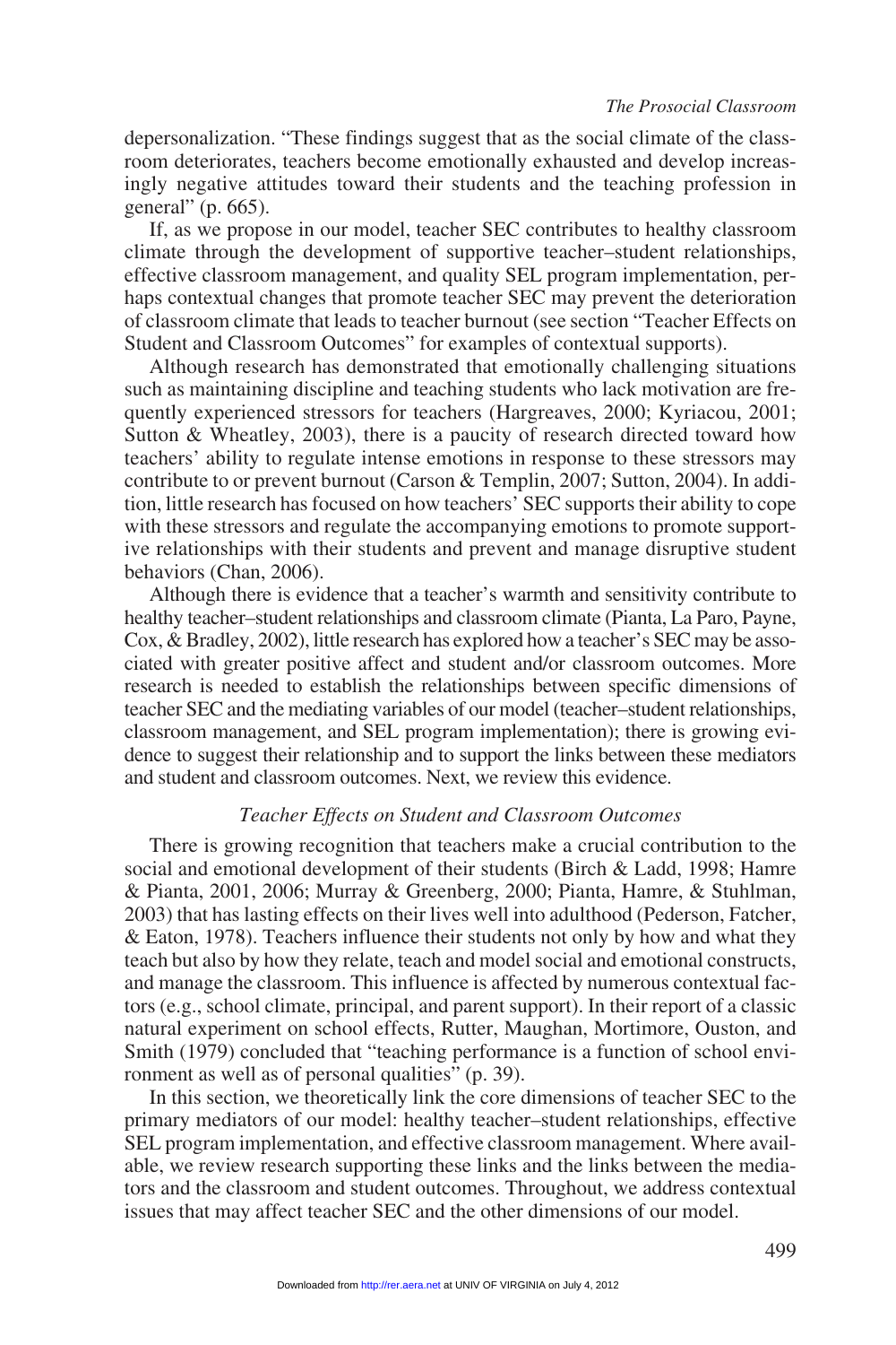depersonalization. "These findings suggest that as the social climate of the classroom deteriorates, teachers become emotionally exhausted and develop increasingly negative attitudes toward their students and the teaching profession in general" (p. 665).

If, as we propose in our model, teacher SEC contributes to healthy classroom climate through the development of supportive teacher–student relationships, effective classroom management, and quality SEL program implementation, perhaps contextual changes that promote teacher SEC may prevent the deterioration of classroom climate that leads to teacher burnout (see section "Teacher Effects on Student and Classroom Outcomes" for examples of contextual supports).

Although research has demonstrated that emotionally challenging situations such as maintaining discipline and teaching students who lack motivation are frequently experienced stressors for teachers (Hargreaves, 2000; Kyriacou, 2001; Sutton & Wheatley, 2003), there is a paucity of research directed toward how teachers' ability to regulate intense emotions in response to these stressors may contribute to or prevent burnout (Carson & Templin, 2007; Sutton, 2004). In addition, little research has focused on how teachers' SEC supports their ability to cope with these stressors and regulate the accompanying emotions to promote supportive relationships with their students and prevent and manage disruptive student behaviors (Chan, 2006).

Although there is evidence that a teacher's warmth and sensitivity contribute to healthy teacher–student relationships and classroom climate (Pianta, La Paro, Payne, Cox, & Bradley, 2002), little research has explored how a teacher's SEC may be associated with greater positive affect and student and/or classroom outcomes. More research is needed to establish the relationships between specific dimensions of teacher SEC and the mediating variables of our model (teacher–student relationships, classroom management, and SEL program implementation); there is growing evidence to suggest their relationship and to support the links between these mediators and student and classroom outcomes. Next, we review this evidence.

### *Teacher Effects on Student and Classroom Outcomes*

There is growing recognition that teachers make a crucial contribution to the social and emotional development of their students (Birch & Ladd, 1998; Hamre & Pianta, 2001, 2006; Murray & Greenberg, 2000; Pianta, Hamre, & Stuhlman, 2003) that has lasting effects on their lives well into adulthood (Pederson, Fatcher, & Eaton, 1978). Teachers influence their students not only by how and what they teach but also by how they relate, teach and model social and emotional constructs, and manage the classroom. This influence is affected by numerous contextual factors (e.g., school climate, principal, and parent support). In their report of a classic natural experiment on school effects, Rutter, Maughan, Mortimore, Ouston, and Smith (1979) concluded that "teaching performance is a function of school environment as well as of personal qualities" (p. 39).

In this section, we theoretically link the core dimensions of teacher SEC to the primary mediators of our model: healthy teacher–student relationships, effective SEL program implementation, and effective classroom management. Where available, we review research supporting these links and the links between the mediators and the classroom and student outcomes. Throughout, we address contextual issues that may affect teacher SEC and the other dimensions of our model.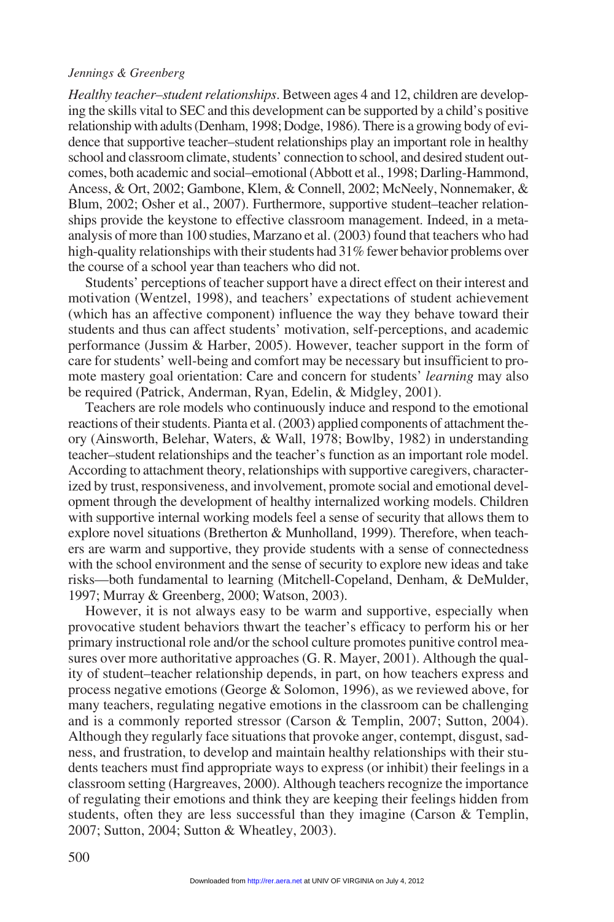*Healthy teacher–student relationships*. Between ages 4 and 12, children are developing the skills vital to SEC and this development can be supported by a child's positive relationship with adults (Denham, 1998; Dodge, 1986). There is a growing body of evidence that supportive teacher–student relationships play an important role in healthy school and classroom climate, students' connection to school, and desired student outcomes, both academic and social–emotional (Abbott et al., 1998; Darling-Hammond, Ancess, & Ort, 2002; Gambone, Klem, & Connell, 2002; McNeely, Nonnemaker, & Blum, 2002; Osher et al., 2007). Furthermore, supportive student–teacher relationships provide the keystone to effective classroom management. Indeed, in a meta-analysis of more than 100 studies, Marzano et al. (2003) found that teachers who had high-quality relationships with their students had 31% fewer behavior problems over the course of a school year than teachers who did not.

Students' perceptions of teacher support have a direct effect on their interest and motivation (Wentzel, 1998), and teachers' expectations of student achievement (which has an affective component) influence the way they behave toward their students and thus can affect students' motivation, self-perceptions, and academic performance (Jussim & Harber, 2005). However, teacher support in the form of care for students' well-being and comfort may be necessary but insufficient to promote mastery goal orientation: Care and concern for students' *learning* may also be required (Patrick, Anderman, Ryan, Edelin, & Midgley, 2001).

Teachers are role models who continuously induce and respond to the emotional reactions of their students. Pianta et al. (2003) applied components of attachment theory (Ainsworth, Belehar, Waters, & Wall, 1978; Bowlby, 1982) in understanding teacher–student relationships and the teacher's function as an important role model. According to attachment theory, relationships with supportive caregivers, characterized by trust, responsiveness, and involvement, promote social and emotional development through the development of healthy internalized working models. Children with supportive internal working models feel a sense of security that allows them to explore novel situations (Bretherton & Munholland, 1999). Therefore, when teachers are warm and supportive, they provide students with a sense of connectedness with the school environment and the sense of security to explore new ideas and take risks—both fundamental to learning (Mitchell-Copeland, Denham, & DeMulder, 1997; Murray & Greenberg, 2000; Watson, 2003).

However, it is not always easy to be warm and supportive, especially when provocative student behaviors thwart the teacher's efficacy to perform his or her primary instructional role and/or the school culture promotes punitive control measures over more authoritative approaches (G. R. Mayer, 2001). Although the quality of student–teacher relationship depends, in part, on how teachers express and process negative emotions (George & Solomon, 1996), as we reviewed above, for many teachers, regulating negative emotions in the classroom can be challenging and is a commonly reported stressor (Carson & Templin, 2007; Sutton, 2004). Although they regularly face situations that provoke anger, contempt, disgust, sadness, and frustration, to develop and maintain healthy relationships with their students teachers must find appropriate ways to express (or inhibit) their feelings in a classroom setting (Hargreaves, 2000). Although teachers recognize the importance of regulating their emotions and think they are keeping their feelings hidden from students, often they are less successful than they imagine (Carson & Templin, 2007; Sutton, 2004; Sutton & Wheatley, 2003).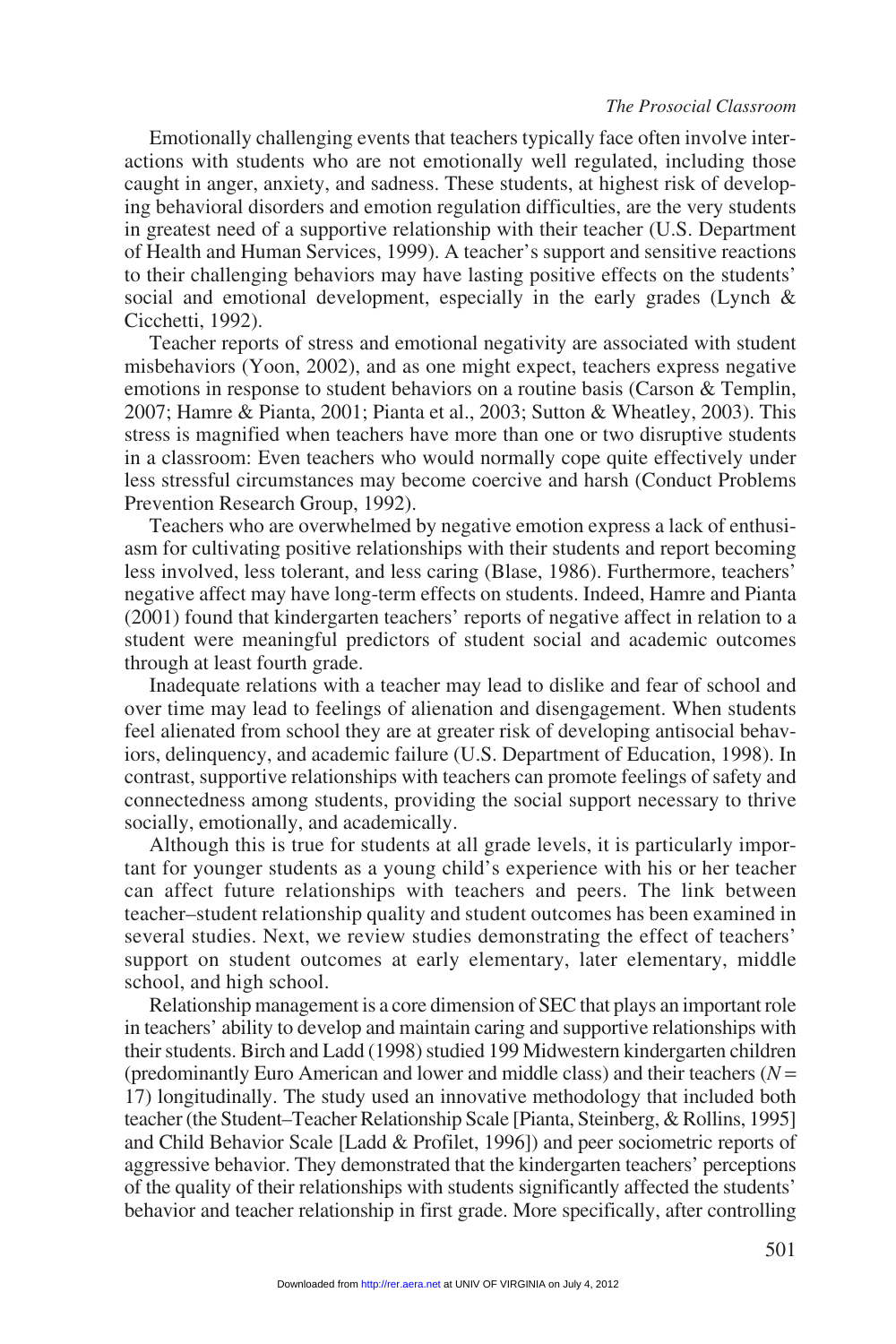Emotionally challenging events that teachers typically face often involve interactions with students who are not emotionally well regulated, including those caught in anger, anxiety, and sadness. These students, at highest risk of developing behavioral disorders and emotion regulation difficulties, are the very students in greatest need of a supportive relationship with their teacher (U.S. Department of Health and Human Services, 1999). A teacher's support and sensitive reactions to their challenging behaviors may have lasting positive effects on the students' social and emotional development, especially in the early grades (Lynch & Cicchetti, 1992).

Teacher reports of stress and emotional negativity are associated with student misbehaviors (Yoon, 2002), and as one might expect, teachers express negative emotions in response to student behaviors on a routine basis (Carson & Templin, 2007; Hamre & Pianta, 2001; Pianta et al., 2003; Sutton & Wheatley, 2003). This stress is magnified when teachers have more than one or two disruptive students in a classroom: Even teachers who would normally cope quite effectively under less stressful circumstances may become coercive and harsh (Conduct Problems Prevention Research Group, 1992).

Teachers who are overwhelmed by negative emotion express a lack of enthusiasm for cultivating positive relationships with their students and report becoming less involved, less tolerant, and less caring (Blase, 1986). Furthermore, teachers' negative affect may have long-term effects on students. Indeed, Hamre and Pianta (2001) found that kindergarten teachers' reports of negative affect in relation to a student were meaningful predictors of student social and academic outcomes through at least fourth grade.

Inadequate relations with a teacher may lead to dislike and fear of school and over time may lead to feelings of alienation and disengagement. When students feel alienated from school they are at greater risk of developing antisocial behaviors, delinquency, and academic failure (U.S. Department of Education, 1998). In contrast, supportive relationships with teachers can promote feelings of safety and connectedness among students, providing the social support necessary to thrive socially, emotionally, and academically.

Although this is true for students at all grade levels, it is particularly important for younger students as a young child's experience with his or her teacher can affect future relationships with teachers and peers. The link between teacher–student relationship quality and student outcomes has been examined in several studies. Next, we review studies demonstrating the effect of teachers' support on student outcomes at early elementary, later elementary, middle school, and high school.

Relationship management is a core dimension of SEC that plays an important role in teachers' ability to develop and maintain caring and supportive relationships with their students. Birch and Ladd (1998) studied 199 Midwestern kindergarten children (predominantly Euro American and lower and middle class) and their teachers ($N$ = 17) longitudinally. The study used an innovative methodology that included both teacher (the Student–Teacher Relationship Scale [Pianta, Steinberg, & Rollins, 1995] and Child Behavior Scale [Ladd & Profilet, 1996]) and peer sociometric reports of aggressive behavior. They demonstrated that the kindergarten teachers' perceptions of the quality of their relationships with students significantly affected the students' behavior and teacher relationship in first grade. More specifically, after controlling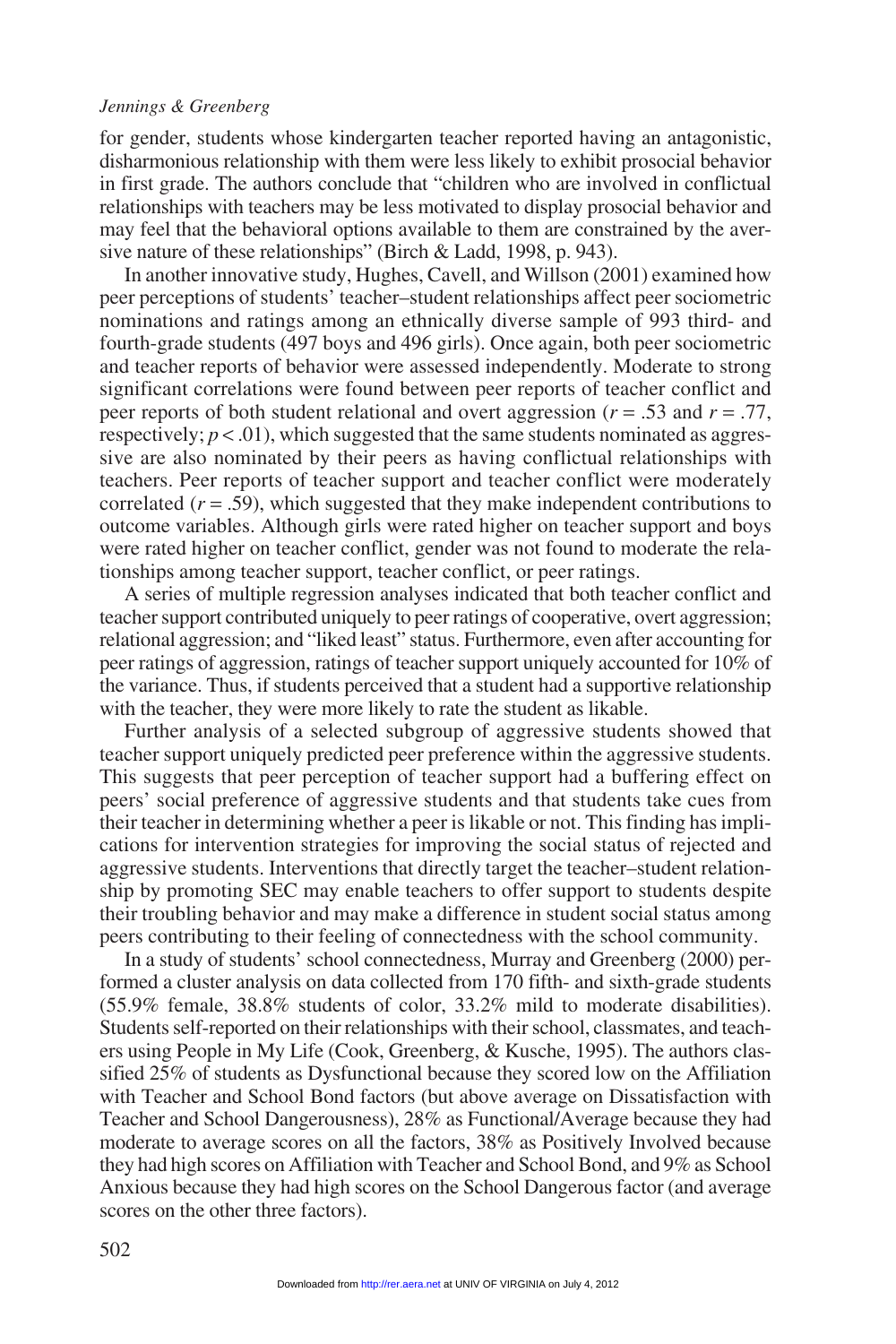for gender, students whose kindergarten teacher reported having an antagonistic, disharmonious relationship with them were less likely to exhibit prosocial behavior in first grade. The authors conclude that "children who are involved in conflictual relationships with teachers may be less motivated to display prosocial behavior and may feel that the behavioral options available to them are constrained by the aversive nature of these relationships" (Birch & Ladd, 1998, p. 943).

In another innovative study, Hughes, Cavell, and Willson (2001) examined how peer perceptions of students' teacher–student relationships affect peer sociometric nominations and ratings among an ethnically diverse sample of 993 third- and fourth-grade students (497 boys and 496 girls). Once again, both peer sociometric and teacher reports of behavior were assessed independently. Moderate to strong significant correlations were found between peer reports of teacher conflict and peer reports of both student relational and overt aggression ($r = .53$ and $r = .77$, respectively; $p < .01$), which suggested that the same students nominated as aggressive are also nominated by their peers as having conflictual relationships with teachers. Peer reports of teacher support and teacher conflict were moderately correlated ($r = .59$), which suggested that they make independent contributions to outcome variables. Although girls were rated higher on teacher support and boys were rated higher on teacher conflict, gender was not found to moderate the relationships among teacher support, teacher conflict, or peer ratings.

A series of multiple regression analyses indicated that both teacher conflict and teacher support contributed uniquely to peer ratings of cooperative, overt aggression; relational aggression; and "liked least" status. Furthermore, even after accounting for peer ratings of aggression, ratings of teacher support uniquely accounted for 10% of the variance. Thus, if students perceived that a student had a supportive relationship with the teacher, they were more likely to rate the student as likable.

Further analysis of a selected subgroup of aggressive students showed that teacher support uniquely predicted peer preference within the aggressive students. This suggests that peer perception of teacher support had a buffering effect on peers' social preference of aggressive students and that students take cues from their teacher in determining whether a peer is likable or not. This finding has implications for intervention strategies for improving the social status of rejected and aggressive students. Interventions that directly target the teacher–student relationship by promoting SEC may enable teachers to offer support to students despite their troubling behavior and may make a difference in student social status among peers contributing to their feeling of connectedness with the school community.

In a study of students' school connectedness, Murray and Greenberg (2000) performed a cluster analysis on data collected from 170 fifth- and sixth-grade students (55.9% female, 38.8% students of color, 33.2% mild to moderate disabilities). Students self-reported on their relationships with their school, classmates, and teachers using People in My Life (Cook, Greenberg, & Kusche, 1995). The authors classified 25% of students as Dysfunctional because they scored low on the Affiliation with Teacher and School Bond factors (but above average on Dissatisfaction with Teacher and School Dangerousness), 28% as Functional/Average because they had moderate to average scores on all the factors, 38% as Positively Involved because they had high scores on Affiliation with Teacher and School Bond, and 9% as School Anxious because they had high scores on the School Dangerous factor (and average scores on the other three factors).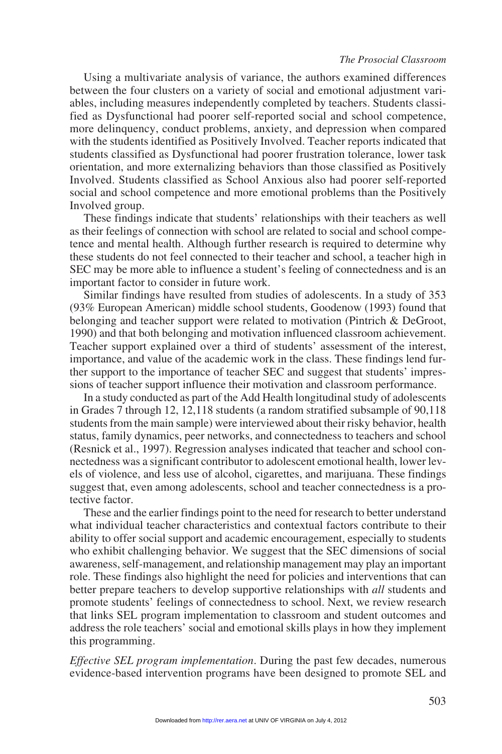Using a multivariate analysis of variance, the authors examined differences between the four clusters on a variety of social and emotional adjustment variables, including measures independently completed by teachers. Students classified as Dysfunctional had poorer self-reported social and school competence, more delinquency, conduct problems, anxiety, and depression when compared with the students identified as Positively Involved. Teacher reports indicated that students classified as Dysfunctional had poorer frustration tolerance, lower task orientation, and more externalizing behaviors than those classified as Positively Involved. Students classified as School Anxious also had poorer self-reported social and school competence and more emotional problems than the Positively Involved group.

These findings indicate that students' relationships with their teachers as well as their feelings of connection with school are related to social and school competence and mental health. Although further research is required to determine why these students do not feel connected to their teacher and school, a teacher high in SEC may be more able to influence a student's feeling of connectedness and is an important factor to consider in future work.

Similar findings have resulted from studies of adolescents. In a study of 353 (93% European American) middle school students, Goodenow (1993) found that belonging and teacher support were related to motivation (Pintrich & DeGroot, 1990) and that both belonging and motivation influenced classroom achievement. Teacher support explained over a third of students' assessment of the interest, importance, and value of the academic work in the class. These findings lend further support to the importance of teacher SEC and suggest that students' impressions of teacher support influence their motivation and classroom performance.

In a study conducted as part of the Add Health longitudinal study of adolescents in Grades 7 through 12, 12,118 students (a random stratified subsample of 90,118 students from the main sample) were interviewed about their risky behavior, health status, family dynamics, peer networks, and connectedness to teachers and school (Resnick et al., 1997). Regression analyses indicated that teacher and school connectedness was a significant contributor to adolescent emotional health, lower levels of violence, and less use of alcohol, cigarettes, and marijuana. These findings suggest that, even among adolescents, school and teacher connectedness is a protective factor.

These and the earlier findings point to the need for research to better understand what individual teacher characteristics and contextual factors contribute to their ability to offer social support and academic encouragement, especially to students who exhibit challenging behavior. We suggest that the SEC dimensions of social awareness, self-management, and relationship management may play an important role. These findings also highlight the need for policies and interventions that can better prepare teachers to develop supportive relationships with *all* students and promote students' feelings of connectedness to school. Next, we review research that links SEL program implementation to classroom and student outcomes and address the role teachers' social and emotional skills plays in how they implement this programming.

*Effective SEL program implementation*. During the past few decades, numerous evidence-based intervention programs have been designed to promote SEL and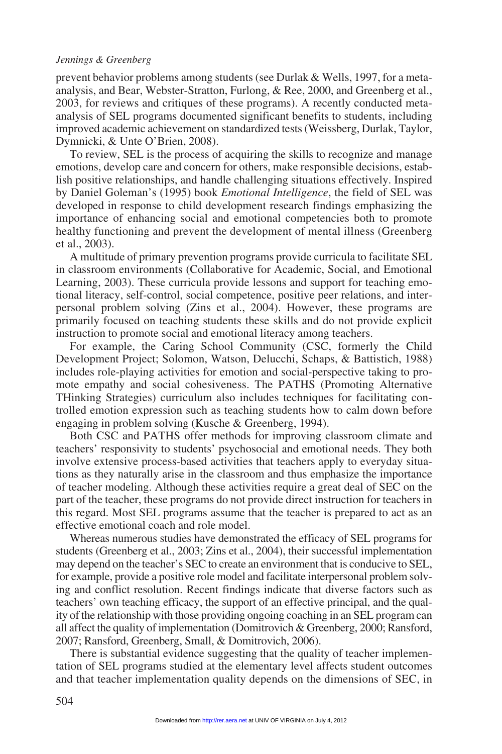prevent behavior problems among students (see Durlak & Wells, 1997, for a meta-analysis, and Bear, Webster-Stratton, Furlong, & Ree, 2000, and Greenberg et al., 2003, for reviews and critiques of these programs). A recently conducted meta-analysis of SEL programs documented significant benefits to students, including improved academic achievement on standardized tests (Weissberg, Durlak, Taylor, Dymnicki, & Unte O'Brien, 2008).

To review, SEL is the process of acquiring the skills to recognize and manage emotions, develop care and concern for others, make responsible decisions, establish positive relationships, and handle challenging situations effectively. Inspired by Daniel Goleman's (1995) book *Emotional Intelligence*, the field of SEL was developed in response to child development research findings emphasizing the importance of enhancing social and emotional competencies both to promote healthy functioning and prevent the development of mental illness (Greenberg et al., 2003).

A multitude of primary prevention programs provide curricula to facilitate SEL in classroom environments (Collaborative for Academic, Social, and Emotional Learning, 2003). These curricula provide lessons and support for teaching emotional literacy, self-control, social competence, positive peer relations, and interpersonal problem solving (Zins et al., 2004). However, these programs are primarily focused on teaching students these skills and do not provide explicit instruction to promote social and emotional literacy among teachers.

For example, the Caring School Community (CSC, formerly the Child Development Project; Solomon, Watson, Delucchi, Schaps, & Battistich, 1988) includes role-playing activities for emotion and social-perspective taking to promote empathy and social cohesiveness. The PATHS (Promoting Alternative THinking Strategies) curriculum also includes techniques for facilitating controlled emotion expression such as teaching students how to calm down before engaging in problem solving (Kusche & Greenberg, 1994).

Both CSC and PATHS offer methods for improving classroom climate and teachers' responsivity to students' psychosocial and emotional needs. They both involve extensive process-based activities that teachers apply to everyday situations as they naturally arise in the classroom and thus emphasize the importance of teacher modeling. Although these activities require a great deal of SEC on the part of the teacher, these programs do not provide direct instruction for teachers in this regard. Most SEL programs assume that the teacher is prepared to act as an effective emotional coach and role model.

Whereas numerous studies have demonstrated the efficacy of SEL programs for students (Greenberg et al., 2003; Zins et al., 2004), their successful implementation may depend on the teacher's SEC to create an environment that is conducive to SEL, for example, provide a positive role model and facilitate interpersonal problem solving and conflict resolution. Recent findings indicate that diverse factors such as teachers' own teaching efficacy, the support of an effective principal, and the quality of the relationship with those providing ongoing coaching in an SEL program can all affect the quality of implementation (Domitrovich & Greenberg, 2000; Ransford, 2007; Ransford, Greenberg, Small, & Domitrovich, 2006).

There is substantial evidence suggesting that the quality of teacher implementation of SEL programs studied at the elementary level affects student outcomes and that teacher implementation quality depends on the dimensions of SEC, in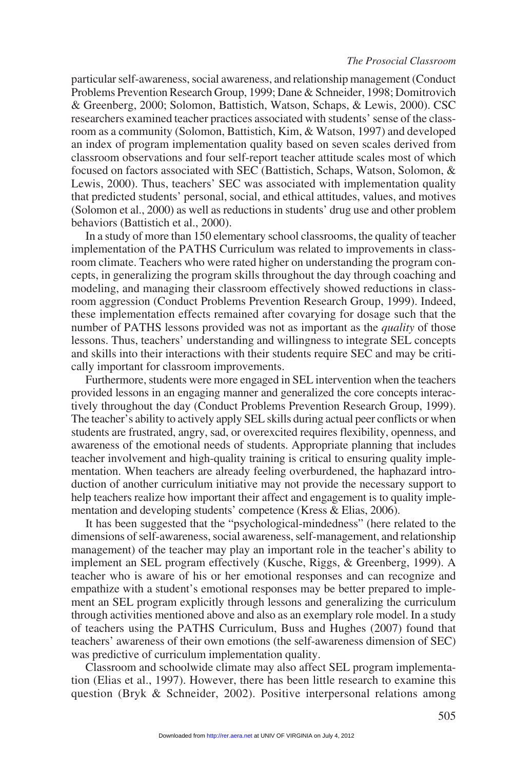particular self-awareness, social awareness, and relationship management (Conduct Problems Prevention Research Group, 1999; Dane & Schneider, 1998; Domitrovich & Greenberg, 2000; Solomon, Battistich, Watson, Schaps, & Lewis, 2000). CSC researchers examined teacher practices associated with students' sense of the classroom as a community (Solomon, Battistich, Kim, & Watson, 1997) and developed an index of program implementation quality based on seven scales derived from classroom observations and four self-report teacher attitude scales most of which focused on factors associated with SEC (Battistich, Schaps, Watson, Solomon, & Lewis, 2000). Thus, teachers' SEC was associated with implementation quality that predicted students' personal, social, and ethical attitudes, values, and motives (Solomon et al., 2000) as well as reductions in students' drug use and other problem behaviors (Battistich et al., 2000).

In a study of more than 150 elementary school classrooms, the quality of teacher implementation of the PATHS Curriculum was related to improvements in classroom climate. Teachers who were rated higher on understanding the program concepts, in generalizing the program skills throughout the day through coaching and modeling, and managing their classroom effectively showed reductions in classroom aggression (Conduct Problems Prevention Research Group, 1999). Indeed, these implementation effects remained after covarying for dosage such that the number of PATHS lessons provided was not as important as the *quality* of those lessons. Thus, teachers' understanding and willingness to integrate SEL concepts and skills into their interactions with their students require SEC and may be critically important for classroom improvements.

Furthermore, students were more engaged in SEL intervention when the teachers provided lessons in an engaging manner and generalized the core concepts interactively throughout the day (Conduct Problems Prevention Research Group, 1999). The teacher's ability to actively apply SEL skills during actual peer conflicts or when students are frustrated, angry, sad, or overexcited requires flexibility, openness, and awareness of the emotional needs of students. Appropriate planning that includes teacher involvement and high-quality training is critical to ensuring quality implementation. When teachers are already feeling overburdened, the haphazard introduction of another curriculum initiative may not provide the necessary support to help teachers realize how important their affect and engagement is to quality implementation and developing students' competence (Kress & Elias, 2006).

It has been suggested that the "psychological-mindedness" (here related to the dimensions of self-awareness, social awareness, self-management, and relationship management) of the teacher may play an important role in the teacher's ability to implement an SEL program effectively (Kusche, Riggs, & Greenberg, 1999). A teacher who is aware of his or her emotional responses and can recognize and empathize with a student's emotional responses may be better prepared to implement an SEL program explicitly through lessons and generalizing the curriculum through activities mentioned above and also as an exemplary role model. In a study of teachers using the PATHS Curriculum, Buss and Hughes (2007) found that teachers' awareness of their own emotions (the self-awareness dimension of SEC) was predictive of curriculum implementation quality.

Classroom and schoolwide climate may also affect SEL program implementation (Elias et al., 1997). However, there has been little research to examine this question (Bryk & Schneider, 2002). Positive interpersonal relations among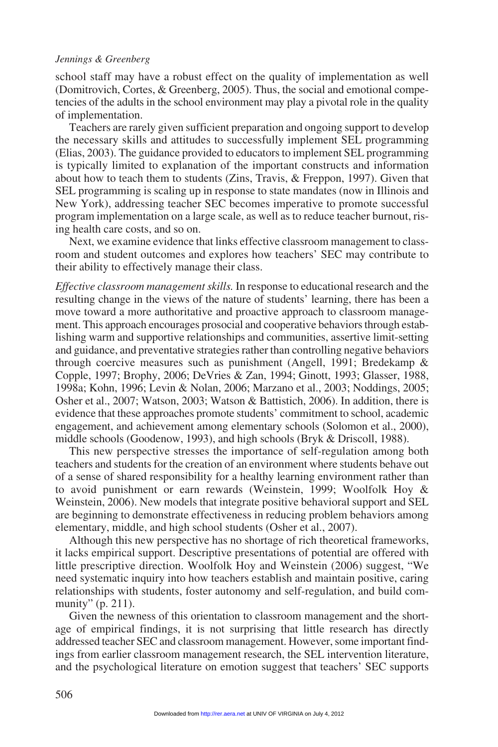school staff may have a robust effect on the quality of implementation as well (Domitrovich, Cortes, & Greenberg, 2005). Thus, the social and emotional competencies of the adults in the school environment may play a pivotal role in the quality of implementation.

Teachers are rarely given sufficient preparation and ongoing support to develop the necessary skills and attitudes to successfully implement SEL programming (Elias, 2003). The guidance provided to educators to implement SEL programming is typically limited to explanation of the important constructs and information about how to teach them to students (Zins, Travis, & Freppon, 1997). Given that SEL programming is scaling up in response to state mandates (now in Illinois and New York), addressing teacher SEC becomes imperative to promote successful program implementation on a large scale, as well as to reduce teacher burnout, rising health care costs, and so on.

Next, we examine evidence that links effective classroom management to classroom and student outcomes and explores how teachers' SEC may contribute to their ability to effectively manage their class.

*Effective classroom management skills.* In response to educational research and the resulting change in the views of the nature of students' learning, there has been a move toward a more authoritative and proactive approach to classroom management. This approach encourages prosocial and cooperative behaviors through establishing warm and supportive relationships and communities, assertive limit-setting and guidance, and preventative strategies rather than controlling negative behaviors through coercive measures such as punishment (Angell, 1991; Bredekamp & Copple, 1997; Brophy, 2006; DeVries & Zan, 1994; Ginott, 1993; Glasser, 1988, 1998a; Kohn, 1996; Levin & Nolan, 2006; Marzano et al., 2003; Noddings, 2005; Osher et al., 2007; Watson, 2003; Watson & Battistich, 2006). In addition, there is evidence that these approaches promote students' commitment to school, academic engagement, and achievement among elementary schools (Solomon et al., 2000), middle schools (Goodenow, 1993), and high schools (Bryk & Driscoll, 1988).

This new perspective stresses the importance of self-regulation among both teachers and students for the creation of an environment where students behave out of a sense of shared responsibility for a healthy learning environment rather than to avoid punishment or earn rewards (Weinstein, 1999; Woolfolk Hoy & Weinstein, 2006). New models that integrate positive behavioral support and SEL are beginning to demonstrate effectiveness in reducing problem behaviors among elementary, middle, and high school students (Osher et al., 2007).

Although this new perspective has no shortage of rich theoretical frameworks, it lacks empirical support. Descriptive presentations of potential are offered with little prescriptive direction. Woolfolk Hoy and Weinstein (2006) suggest, "We need systematic inquiry into how teachers establish and maintain positive, caring relationships with students, foster autonomy and self-regulation, and build community" (p. 211).

Given the newness of this orientation to classroom management and the shortage of empirical findings, it is not surprising that little research has directly addressed teacher SEC and classroom management. However, some important findings from earlier classroom management research, the SEL intervention literature, and the psychological literature on emotion suggest that teachers' SEC supports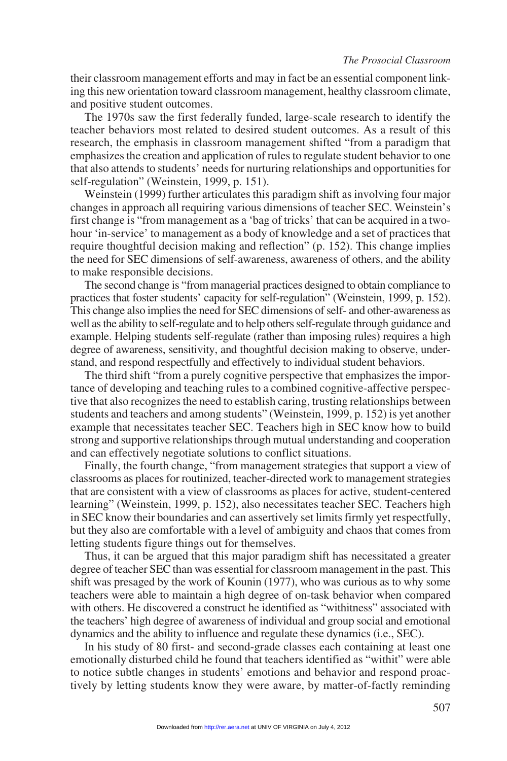their classroom management efforts and may in fact be an essential component linking this new orientation toward classroom management, healthy classroom climate, and positive student outcomes.

The 1970s saw the first federally funded, large-scale research to identify the teacher behaviors most related to desired student outcomes. As a result of this research, the emphasis in classroom management shifted "from a paradigm that emphasizes the creation and application of rules to regulate student behavior to one that also attends to students' needs for nurturing relationships and opportunities for self-regulation" (Weinstein, 1999, p. 151).

Weinstein (1999) further articulates this paradigm shift as involving four major changes in approach all requiring various dimensions of teacher SEC. Weinstein's first change is "from management as a 'bag of tricks' that can be acquired in a two-hour 'in-service' to management as a body of knowledge and a set of practices that require thoughtful decision making and reflection" (p. 152). This change implies the need for SEC dimensions of self-awareness, awareness of others, and the ability to make responsible decisions.

The second change is "from managerial practices designed to obtain compliance to practices that foster students' capacity for self-regulation" (Weinstein, 1999, p. 152). This change also implies the need for SEC dimensions of self- and other-awareness as well as the ability to self-regulate and to help others self-regulate through guidance and example. Helping students self-regulate (rather than imposing rules) requires a high degree of awareness, sensitivity, and thoughtful decision making to observe, understand, and respond respectfully and effectively to individual student behaviors.

The third shift "from a purely cognitive perspective that emphasizes the importance of developing and teaching rules to a combined cognitive-affective perspective that also recognizes the need to establish caring, trusting relationships between students and teachers and among students" (Weinstein, 1999, p. 152) is yet another example that necessitates teacher SEC. Teachers high in SEC know how to build strong and supportive relationships through mutual understanding and cooperation and can effectively negotiate solutions to conflict situations.

Finally, the fourth change, "from management strategies that support a view of classrooms as places for routinized, teacher-directed work to management strategies that are consistent with a view of classrooms as places for active, student-centered learning" (Weinstein, 1999, p. 152), also necessitates teacher SEC. Teachers high in SEC know their boundaries and can assertively set limits firmly yet respectfully, but they also are comfortable with a level of ambiguity and chaos that comes from letting students figure things out for themselves.

Thus, it can be argued that this major paradigm shift has necessitated a greater degree of teacher SEC than was essential for classroom management in the past. This shift was presaged by the work of Kounin (1977), who was curious as to why some teachers were able to maintain a high degree of on-task behavior when compared with others. He discovered a construct he identified as "withitness" associated with the teachers' high degree of awareness of individual and group social and emotional dynamics and the ability to influence and regulate these dynamics (i.e., SEC).

In his study of 80 first- and second-grade classes each containing at least one emotionally disturbed child he found that teachers identified as "withit" were able to notice subtle changes in students' emotions and behavior and respond proactively by letting students know they were aware, by matter-of-factly reminding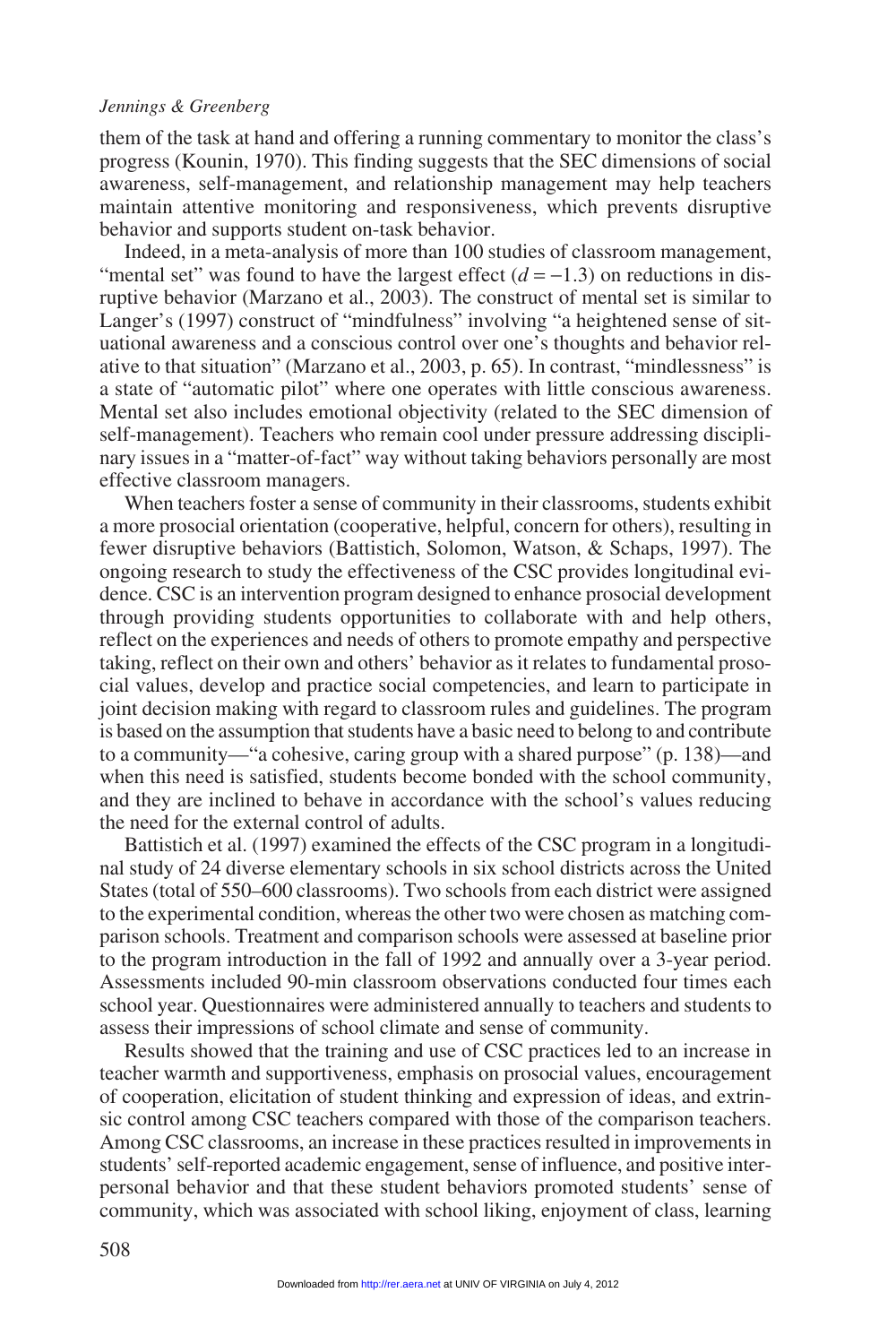them of the task at hand and offering a running commentary to monitor the class's progress (Kounin, 1970). This finding suggests that the SEC dimensions of social awareness, self-management, and relationship management may help teachers maintain attentive monitoring and responsiveness, which prevents disruptive behavior and supports student on-task behavior.

Indeed, in a meta-analysis of more than 100 studies of classroom management, "mental set" was found to have the largest effect ($d = -1.3$) on reductions in disruptive behavior (Marzano et al., 2003). The construct of mental set is similar to Langer's (1997) construct of "mindfulness" involving "a heightened sense of situational awareness and a conscious control over one's thoughts and behavior relative to that situation" (Marzano et al., 2003, p. 65). In contrast, "mindlessness" is a state of "automatic pilot" where one operates with little conscious awareness. Mental set also includes emotional objectivity (related to the SEC dimension of self-management). Teachers who remain cool under pressure addressing disciplinary issues in a "matter-of-fact" way without taking behaviors personally are most effective classroom managers.

When teachers foster a sense of community in their classrooms, students exhibit a more prosocial orientation (cooperative, helpful, concern for others), resulting in fewer disruptive behaviors (Battistich, Solomon, Watson, & Schaps, 1997). The ongoing research to study the effectiveness of the CSC provides longitudinal evidence. CSC is an intervention program designed to enhance prosocial development through providing students opportunities to collaborate with and help others, reflect on the experiences and needs of others to promote empathy and perspective taking, reflect on their own and others' behavior as it relates to fundamental prosocial values, develop and practice social competencies, and learn to participate in joint decision making with regard to classroom rules and guidelines. The program is based on the assumption that students have a basic need to belong to and contribute to a community—"a cohesive, caring group with a shared purpose" (p. 138)—and when this need is satisfied, students become bonded with the school community, and they are inclined to behave in accordance with the school's values reducing the need for the external control of adults.

Battistich et al. (1997) examined the effects of the CSC program in a longitudinal study of 24 diverse elementary schools in six school districts across the United States (total of 550–600 classrooms). Two schools from each district were assigned to the experimental condition, whereas the other two were chosen as matching comparison schools. Treatment and comparison schools were assessed at baseline prior to the program introduction in the fall of 1992 and annually over a 3-year period. Assessments included 90-min classroom observations conducted four times each school year. Questionnaires were administered annually to teachers and students to assess their impressions of school climate and sense of community.

Results showed that the training and use of CSC practices led to an increase in teacher warmth and supportiveness, emphasis on prosocial values, encouragement of cooperation, elicitation of student thinking and expression of ideas, and extrinsic control among CSC teachers compared with those of the comparison teachers. Among CSC classrooms, an increase in these practices resulted in improvements in students' self-reported academic engagement, sense of influence, and positive interpersonal behavior and that these student behaviors promoted students' sense of community, which was associated with school liking, enjoyment of class, learning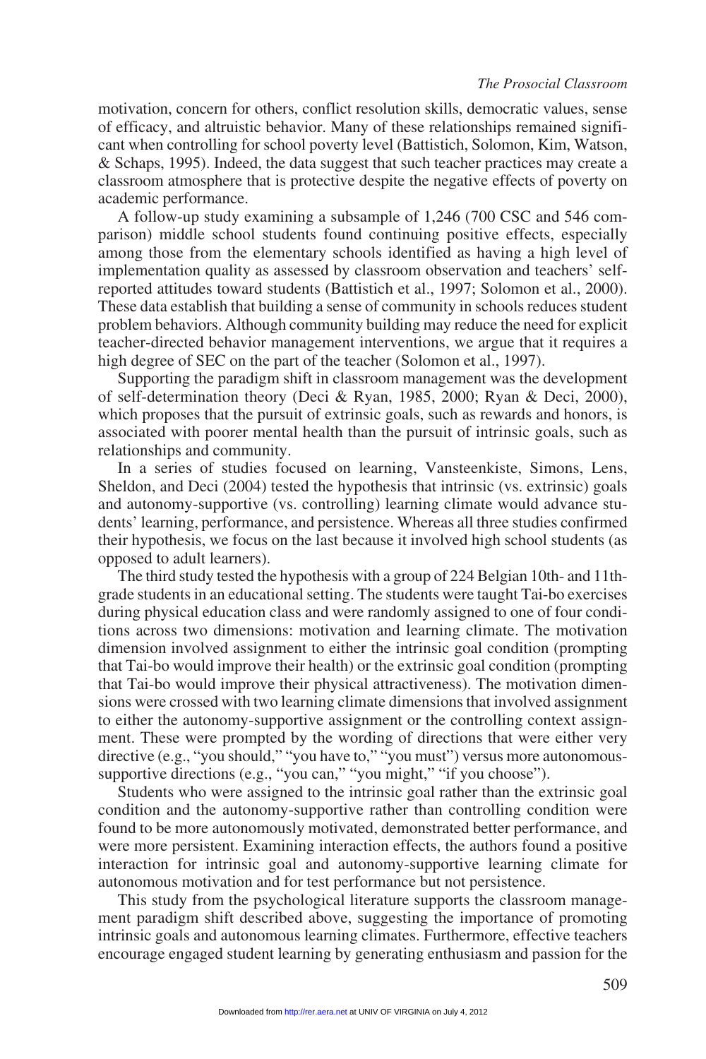motivation, concern for others, conflict resolution skills, democratic values, sense of efficacy, and altruistic behavior. Many of these relationships remained significant when controlling for school poverty level (Battistich, Solomon, Kim, Watson, & Schaps, 1995). Indeed, the data suggest that such teacher practices may create a classroom atmosphere that is protective despite the negative effects of poverty on academic performance.

A follow-up study examining a subsample of 1,246 (700 CSC and 546 comparison) middle school students found continuing positive effects, especially among those from the elementary schools identified as having a high level of implementation quality as assessed by classroom observation and teachers' self-reported attitudes toward students (Battistich et al., 1997; Solomon et al., 2000). These data establish that building a sense of community in schools reduces student problem behaviors. Although community building may reduce the need for explicit teacher-directed behavior management interventions, we argue that it requires a high degree of SEC on the part of the teacher (Solomon et al., 1997).

Supporting the paradigm shift in classroom management was the development of self-determination theory (Deci & Ryan, 1985, 2000; Ryan & Deci, 2000), which proposes that the pursuit of extrinsic goals, such as rewards and honors, is associated with poorer mental health than the pursuit of intrinsic goals, such as relationships and community.

In a series of studies focused on learning, Vansteenkiste, Simons, Lens, Sheldon, and Deci (2004) tested the hypothesis that intrinsic (vs. extrinsic) goals and autonomy-supportive (vs. controlling) learning climate would advance students' learning, performance, and persistence. Whereas all three studies confirmed their hypothesis, we focus on the last because it involved high school students (as opposed to adult learners).

The third study tested the hypothesis with a group of 224 Belgian 10th- and 11th-grade students in an educational setting. The students were taught Tai-bo exercises during physical education class and were randomly assigned to one of four conditions across two dimensions: motivation and learning climate. The motivation dimension involved assignment to either the intrinsic goal condition (prompting that Tai-bo would improve their health) or the extrinsic goal condition (prompting that Tai-bo would improve their physical attractiveness). The motivation dimensions were crossed with two learning climate dimensions that involved assignment to either the autonomy-supportive assignment or the controlling context assignment. These were prompted by the wording of directions that were either very directive (e.g., "you should," "you have to," "you must") versus more autonomous-supportive directions (e.g., "you can," "you might," "if you choose").

Students who were assigned to the intrinsic goal rather than the extrinsic goal condition and the autonomy-supportive rather than controlling condition were found to be more autonomously motivated, demonstrated better performance, and were more persistent. Examining interaction effects, the authors found a positive interaction for intrinsic goal and autonomy-supportive learning climate for autonomous motivation and for test performance but not persistence.

This study from the psychological literature supports the classroom management paradigm shift described above, suggesting the importance of promoting intrinsic goals and autonomous learning climates. Furthermore, effective teachers encourage engaged student learning by generating enthusiasm and passion for the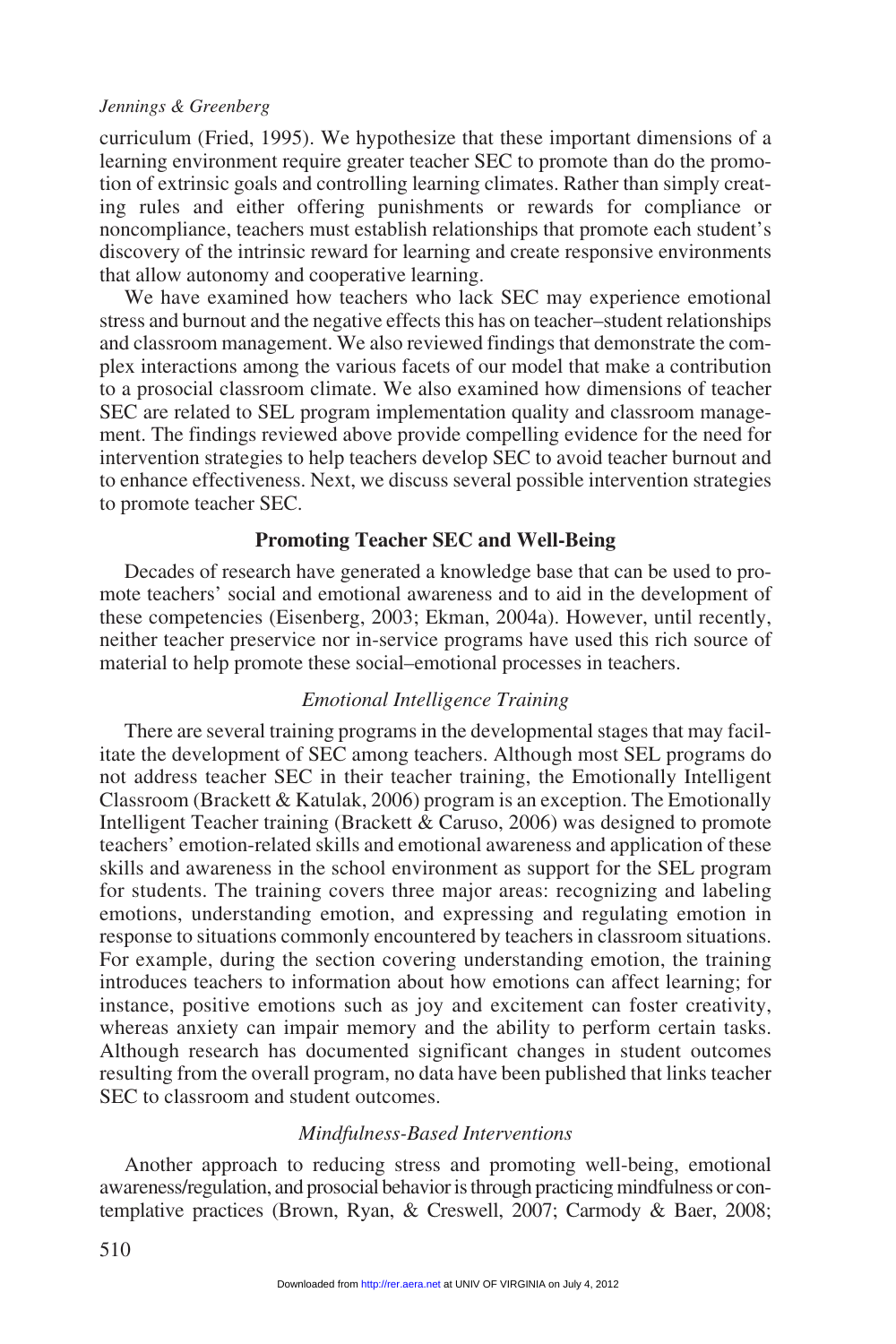curriculum (Fried, 1995). We hypothesize that these important dimensions of a learning environment require greater teacher SEC to promote than do the promotion of extrinsic goals and controlling learning climates. Rather than simply creating rules and either offering punishments or rewards for compliance or noncompliance, teachers must establish relationships that promote each student's discovery of the intrinsic reward for learning and create responsive environments that allow autonomy and cooperative learning.

We have examined how teachers who lack SEC may experience emotional stress and burnout and the negative effects this has on teacher–student relationships and classroom management. We also reviewed findings that demonstrate the complex interactions among the various facets of our model that make a contribution to a prosocial classroom climate. We also examined how dimensions of teacher SEC are related to SEL program implementation quality and classroom management. The findings reviewed above provide compelling evidence for the need for intervention strategies to help teachers develop SEC to avoid teacher burnout and to enhance effectiveness. Next, we discuss several possible intervention strategies to promote teacher SEC.

## Promoting Teacher SEC and Well-Being

Decades of research have generated a knowledge base that can be used to promote teachers' social and emotional awareness and to aid in the development of these competencies (Eisenberg, 2003; Ekman, 2004a). However, until recently, neither teacher preservice nor in-service programs have used this rich source of material to help promote these social–emotional processes in teachers.

### *Emotional Intelligence Training*

There are several training programs in the developmental stages that may facilitate the development of SEC among teachers. Although most SEL programs do not address teacher SEC in their teacher training, the Emotionally Intelligent Classroom (Brackett & Katulak, 2006) program is an exception. The Emotionally Intelligent Teacher training (Brackett & Caruso, 2006) was designed to promote teachers' emotion-related skills and emotional awareness and application of these skills and awareness in the school environment as support for the SEL program for students. The training covers three major areas: recognizing and labeling emotions, understanding emotion, and expressing and regulating emotion in response to situations commonly encountered by teachers in classroom situations. For example, during the section covering understanding emotion, the training introduces teachers to information about how emotions can affect learning; for instance, positive emotions such as joy and excitement can foster creativity, whereas anxiety can impair memory and the ability to perform certain tasks. Although research has documented significant changes in student outcomes resulting from the overall program, no data have been published that links teacher SEC to classroom and student outcomes.

### *Mindfulness-Based Interventions*

Another approach to reducing stress and promoting well-being, emotional awareness/regulation, and prosocial behavior is through practicing mindfulness or contemplative practices (Brown, Ryan, & Creswell, 2007; Carmody & Baer, 2008;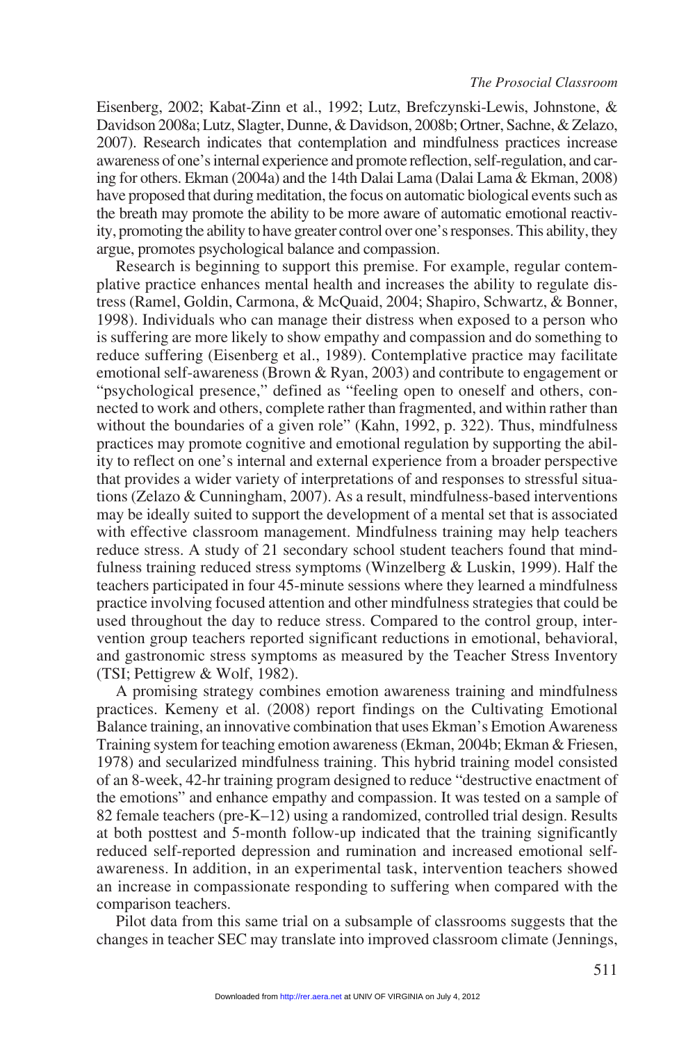Eisenberg, 2002; Kabat-Zinn et al., 1992; Lutz, Brefczynski-Lewis, Johnstone, & Davidson 2008a; Lutz, Slagter, Dunne, & Davidson, 2008b; Ortner, Sachne, & Zelazo, 2007). Research indicates that contemplation and mindfulness practices increase awareness of one's internal experience and promote reflection, self-regulation, and caring for others. Ekman (2004a) and the 14th Dalai Lama (Dalai Lama & Ekman, 2008) have proposed that during meditation, the focus on automatic biological events such as the breath may promote the ability to be more aware of automatic emotional reactivity, promoting the ability to have greater control over one's responses. This ability, they argue, promotes psychological balance and compassion.

Research is beginning to support this premise. For example, regular contemplative practice enhances mental health and increases the ability to regulate distress (Ramel, Goldin, Carmona, & McQuaid, 2004; Shapiro, Schwartz, & Bonner, 1998). Individuals who can manage their distress when exposed to a person who is suffering are more likely to show empathy and compassion and do something to reduce suffering (Eisenberg et al., 1989). Contemplative practice may facilitate emotional self-awareness (Brown & Ryan, 2003) and contribute to engagement or "psychological presence," defined as "feeling open to oneself and others, connected to work and others, complete rather than fragmented, and within rather than without the boundaries of a given role" (Kahn, 1992, p. 322). Thus, mindfulness practices may promote cognitive and emotional regulation by supporting the ability to reflect on one's internal and external experience from a broader perspective that provides a wider variety of interpretations of and responses to stressful situations (Zelazo & Cunningham, 2007). As a result, mindfulness-based interventions may be ideally suited to support the development of a mental set that is associated with effective classroom management. Mindfulness training may help teachers reduce stress. A study of 21 secondary school student teachers found that mindfulness training reduced stress symptoms (Winzelberg & Luskin, 1999). Half the teachers participated in four 45-minute sessions where they learned a mindfulness practice involving focused attention and other mindfulness strategies that could be used throughout the day to reduce stress. Compared to the control group, intervention group teachers reported significant reductions in emotional, behavioral, and gastronomic stress symptoms as measured by the Teacher Stress Inventory (TSI; Pettigrew & Wolf, 1982).

A promising strategy combines emotion awareness training and mindfulness practices. Kemeny et al. (2008) report findings on the Cultivating Emotional Balance training, an innovative combination that uses Ekman's Emotion Awareness Training system for teaching emotion awareness (Ekman, 2004b; Ekman & Friesen, 1978) and secularized mindfulness training. This hybrid training model consisted of an 8-week, 42-hr training program designed to reduce "destructive enactment of the emotions" and enhance empathy and compassion. It was tested on a sample of 82 female teachers (pre-K–12) using a randomized, controlled trial design. Results at both posttest and 5-month follow-up indicated that the training significantly reduced self-reported depression and rumination and increased emotional self-awareness. In addition, in an experimental task, intervention teachers showed an increase in compassionate responding to suffering when compared with the comparison teachers.

Pilot data from this same trial on a subsample of classrooms suggests that the changes in teacher SEC may translate into improved classroom climate (Jennings,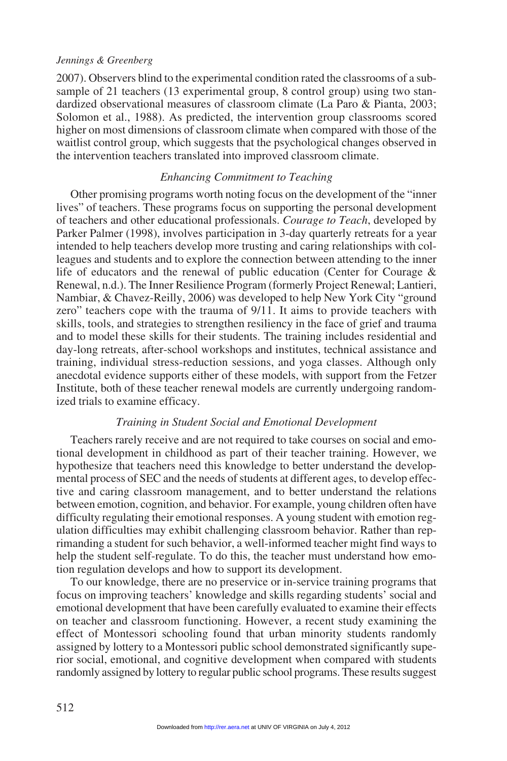2007). Observers blind to the experimental condition rated the classrooms of a subsample of 21 teachers (13 experimental group, 8 control group) using two standardized observational measures of classroom climate (La Paro & Pianta, 2003; Solomon et al., 1988). As predicted, the intervention group classrooms scored higher on most dimensions of classroom climate when compared with those of the waitlist control group, which suggests that the psychological changes observed in the intervention teachers translated into improved classroom climate.

### *Enhancing Commitment to Teaching*

Other promising programs worth noting focus on the development of the "inner lives" of teachers. These programs focus on supporting the personal development of teachers and other educational professionals. *Courage to Teach*, developed by Parker Palmer (1998), involves participation in 3-day quarterly retreats for a year intended to help teachers develop more trusting and caring relationships with colleagues and students and to explore the connection between attending to the inner life of educators and the renewal of public education (Center for Courage & Renewal, n.d.). The Inner Resilience Program (formerly Project Renewal; Lantieri, Nambiar, & Chavez-Reilly, 2006) was developed to help New York City "ground zero" teachers cope with the trauma of 9/11. It aims to provide teachers with skills, tools, and strategies to strengthen resiliency in the face of grief and trauma and to model these skills for their students. The training includes residential and day-long retreats, after-school workshops and institutes, technical assistance and training, individual stress-reduction sessions, and yoga classes. Although only anecdotal evidence supports either of these models, with support from the Fetzer Institute, both of these teacher renewal models are currently undergoing randomized trials to examine efficacy.

### *Training in Student Social and Emotional Development*

Teachers rarely receive and are not required to take courses on social and emotional development in childhood as part of their teacher training. However, we hypothesize that teachers need this knowledge to better understand the developmental process of SEC and the needs of students at different ages, to develop effective and caring classroom management, and to better understand the relations between emotion, cognition, and behavior. For example, young children often have difficulty regulating their emotional responses. A young student with emotion regulation difficulties may exhibit challenging classroom behavior. Rather than reprimanding a student for such behavior, a well-informed teacher might find ways to help the student self-regulate. To do this, the teacher must understand how emotion regulation develops and how to support its development.

To our knowledge, there are no preservice or in-service training programs that focus on improving teachers' knowledge and skills regarding students' social and emotional development that have been carefully evaluated to examine their effects on teacher and classroom functioning. However, a recent study examining the effect of Montessori schooling found that urban minority students randomly assigned by lottery to a Montessori public school demonstrated significantly superior social, emotional, and cognitive development when compared with students randomly assigned by lottery to regular public school programs. These results suggest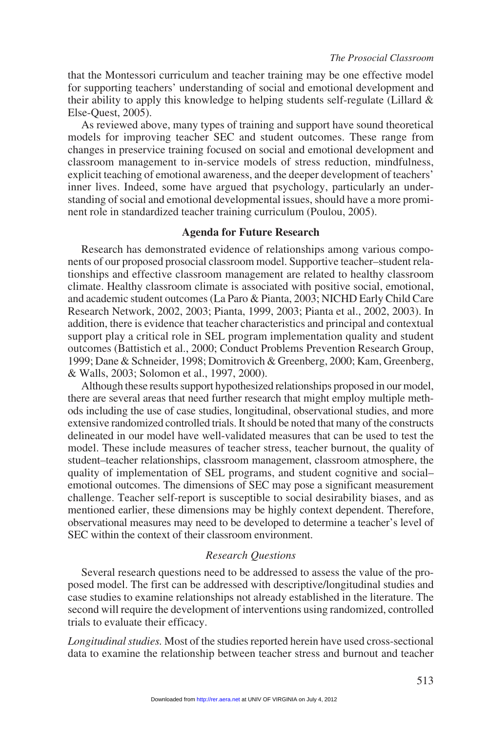that the Montessori curriculum and teacher training may be one effective model for supporting teachers' understanding of social and emotional development and their ability to apply this knowledge to helping students self-regulate (Lillard & Else-Quest, 2005).

As reviewed above, many types of training and support have sound theoretical models for improving teacher SEC and student outcomes. These range from changes in preservice training focused on social and emotional development and classroom management to in-service models of stress reduction, mindfulness, explicit teaching of emotional awareness, and the deeper development of teachers' inner lives. Indeed, some have argued that psychology, particularly an understanding of social and emotional developmental issues, should have a more prominent role in standardized teacher training curriculum (Poulou, 2005).

## Agenda for Future Research

Research has demonstrated evidence of relationships among various components of our proposed prosocial classroom model. Supportive teacher–student relationships and effective classroom management are related to healthy classroom climate. Healthy classroom climate is associated with positive social, emotional, and academic student outcomes (La Paro & Pianta, 2003; NICHD Early Child Care Research Network, 2002, 2003; Pianta, 1999, 2003; Pianta et al., 2002, 2003). In addition, there is evidence that teacher characteristics and principal and contextual support play a critical role in SEL program implementation quality and student outcomes (Battistich et al., 2000; Conduct Problems Prevention Research Group, 1999; Dane & Schneider, 1998; Domitrovich & Greenberg, 2000; Kam, Greenberg, & Walls, 2003; Solomon et al., 1997, 2000).

Although these results support hypothesized relationships proposed in our model, there are several areas that need further research that might employ multiple methods including the use of case studies, longitudinal, observational studies, and more extensive randomized controlled trials. It should be noted that many of the constructs delineated in our model have well-validated measures that can be used to test the model. These include measures of teacher stress, teacher burnout, the quality of student–teacher relationships, classroom management, classroom atmosphere, the quality of implementation of SEL programs, and student cognitive and social–emotional outcomes. The dimensions of SEC may pose a significant measurement challenge. Teacher self-report is susceptible to social desirability biases, and as mentioned earlier, these dimensions may be highly context dependent. Therefore, observational measures may need to be developed to determine a teacher's level of SEC within the context of their classroom environment.

### *Research Questions*

Several research questions need to be addressed to assess the value of the proposed model. The first can be addressed with descriptive/longitudinal studies and case studies to examine relationships not already established in the literature. The second will require the development of interventions using randomized, controlled trials to evaluate their efficacy.

*Longitudinal studies.* Most of the studies reported herein have used cross-sectional data to examine the relationship between teacher stress and burnout and teacher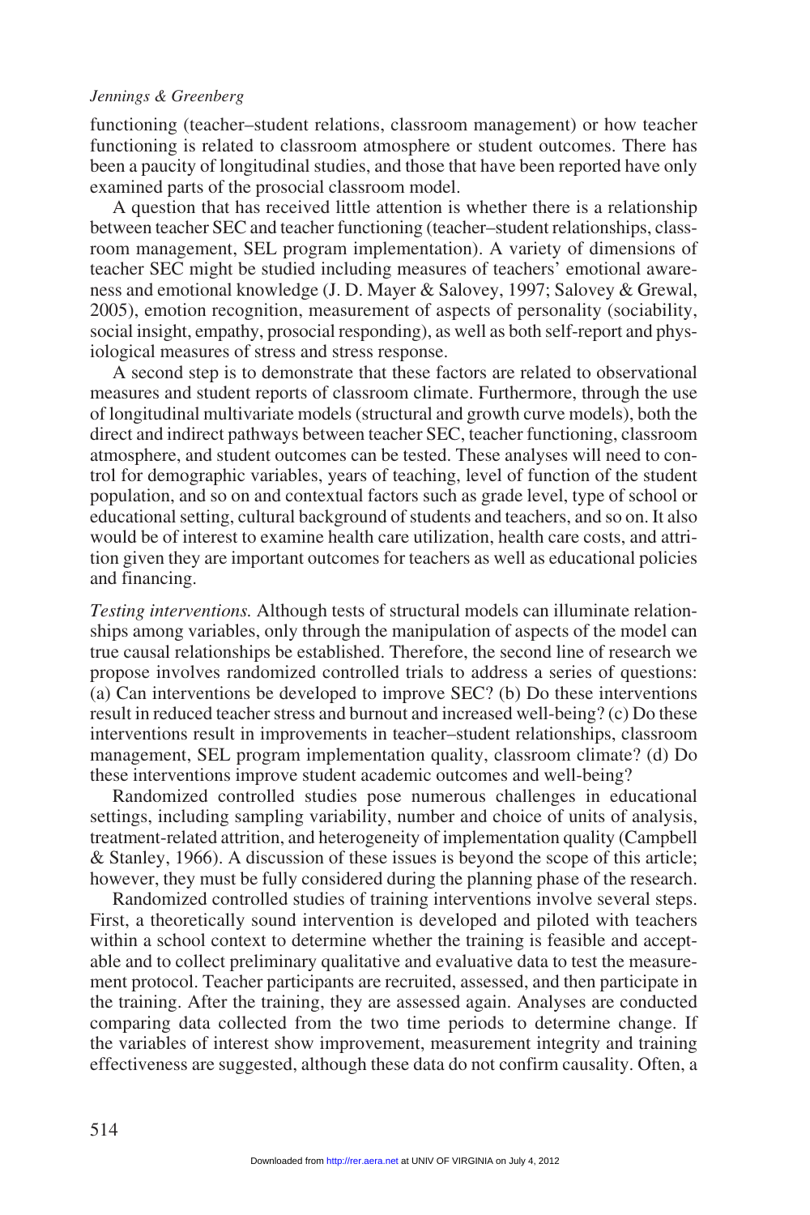functioning (teacher–student relations, classroom management) or how teacher functioning is related to classroom atmosphere or student outcomes. There has been a paucity of longitudinal studies, and those that have been reported have only examined parts of the prosocial classroom model.

A question that has received little attention is whether there is a relationship between teacher SEC and teacher functioning (teacher–student relationships, classroom management, SEL program implementation). A variety of dimensions of teacher SEC might be studied including measures of teachers' emotional awareness and emotional knowledge (J. D. Mayer & Salovey, 1997; Salovey & Grewal, 2005), emotion recognition, measurement of aspects of personality (sociability, social insight, empathy, prosocial responding), as well as both self-report and physiological measures of stress and stress response.

A second step is to demonstrate that these factors are related to observational measures and student reports of classroom climate. Furthermore, through the use of longitudinal multivariate models (structural and growth curve models), both the direct and indirect pathways between teacher SEC, teacher functioning, classroom atmosphere, and student outcomes can be tested. These analyses will need to control for demographic variables, years of teaching, level of function of the student population, and so on and contextual factors such as grade level, type of school or educational setting, cultural background of students and teachers, and so on. It also would be of interest to examine health care utilization, health care costs, and attrition given they are important outcomes for teachers as well as educational policies and financing.

*Testing interventions.* Although tests of structural models can illuminate relationships among variables, only through the manipulation of aspects of the model can true causal relationships be established. Therefore, the second line of research we propose involves randomized controlled trials to address a series of questions: (a) Can interventions be developed to improve SEC? (b) Do these interventions result in reduced teacher stress and burnout and increased well-being? (c) Do these interventions result in improvements in teacher–student relationships, classroom management, SEL program implementation quality, classroom climate? (d) Do these interventions improve student academic outcomes and well-being?

Randomized controlled studies pose numerous challenges in educational settings, including sampling variability, number and choice of units of analysis, treatment-related attrition, and heterogeneity of implementation quality (Campbell & Stanley, 1966). A discussion of these issues is beyond the scope of this article; however, they must be fully considered during the planning phase of the research.

Randomized controlled studies of training interventions involve several steps. First, a theoretically sound intervention is developed and piloted with teachers within a school context to determine whether the training is feasible and acceptable and to collect preliminary qualitative and evaluative data to test the measurement protocol. Teacher participants are recruited, assessed, and then participate in the training. After the training, they are assessed again. Analyses are conducted comparing data collected from the two time periods to determine change. If the variables of interest show improvement, measurement integrity and training effectiveness are suggested, although these data do not confirm causality. Often, a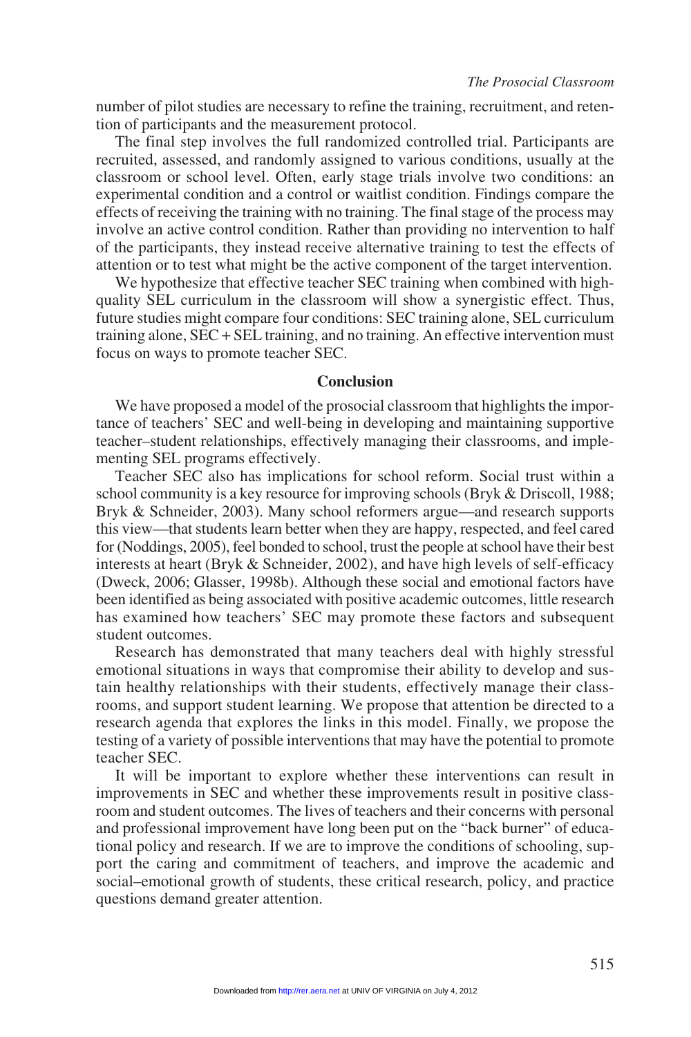number of pilot studies are necessary to refine the training, recruitment, and retention of participants and the measurement protocol.

The final step involves the full randomized controlled trial. Participants are recruited, assessed, and randomly assigned to various conditions, usually at the classroom or school level. Often, early stage trials involve two conditions: an experimental condition and a control or waitlist condition. Findings compare the effects of receiving the training with no training. The final stage of the process may involve an active control condition. Rather than providing no intervention to half of the participants, they instead receive alternative training to test the effects of attention or to test what might be the active component of the target intervention.

We hypothesize that effective teacher SEC training when combined with high-quality SEL curriculum in the classroom will show a synergistic effect. Thus, future studies might compare four conditions: SEC training alone, SEL curriculum training alone, SEC + SEL training, and no training. An effective intervention must focus on ways to promote teacher SEC.

## Conclusion

We have proposed a model of the prosocial classroom that highlights the importance of teachers' SEC and well-being in developing and maintaining supportive teacher–student relationships, effectively managing their classrooms, and implementing SEL programs effectively.

Teacher SEC also has implications for school reform. Social trust within a school community is a key resource for improving schools (Bryk & Driscoll, 1988; Bryk & Schneider, 2003). Many school reformers argue—and research supports this view—that students learn better when they are happy, respected, and feel cared for (Noddings, 2005), feel bonded to school, trust the people at school have their best interests at heart (Bryk & Schneider, 2002), and have high levels of self-efficacy (Dweck, 2006; Glasser, 1998b). Although these social and emotional factors have been identified as being associated with positive academic outcomes, little research has examined how teachers' SEC may promote these factors and subsequent student outcomes.

Research has demonstrated that many teachers deal with highly stressful emotional situations in ways that compromise their ability to develop and sustain healthy relationships with their students, effectively manage their classrooms, and support student learning. We propose that attention be directed to a research agenda that explores the links in this model. Finally, we propose the testing of a variety of possible interventions that may have the potential to promote teacher SEC.

It will be important to explore whether these interventions can result in improvements in SEC and whether these improvements result in positive classroom and student outcomes. The lives of teachers and their concerns with personal and professional improvement have long been put on the "back burner" of educational policy and research. If we are to improve the conditions of schooling, support the caring and commitment of teachers, and improve the academic and social–emotional growth of students, these critical research, policy, and practice questions demand greater attention.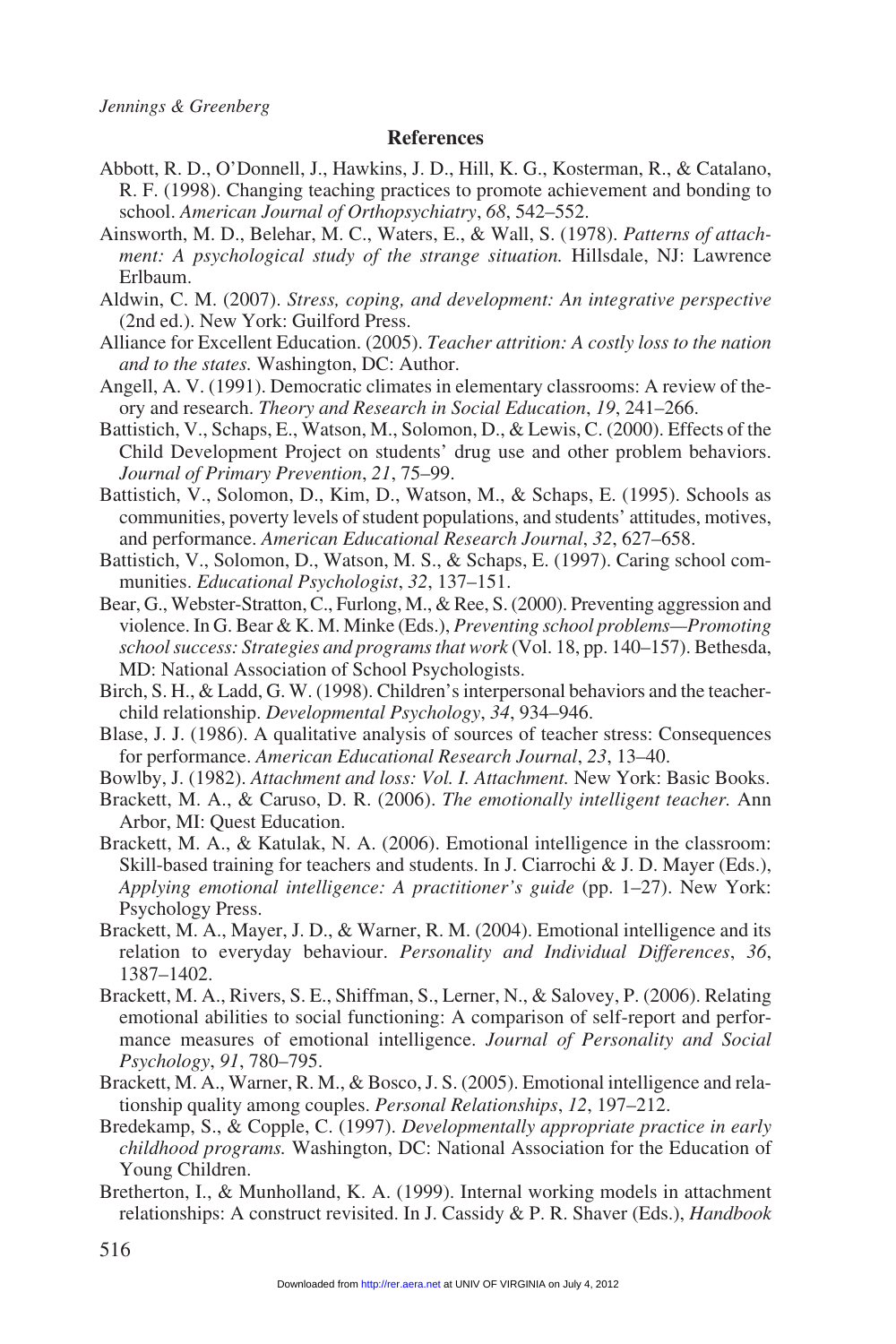## References

Abbott, R. D., O'Donnell, J., Hawkins, J. D., Hill, K. G., Kosterman, R., & Catalano, R. F. (1998). Changing teaching practices to promote achievement and bonding to school. *American Journal of Orthopsychiatry*, *68*, 542–552.

Ainsworth, M. D., Belehar, M. C., Waters, E., & Wall, S. (1978). *Patterns of attachment: A psychological study of the strange situation.* Hillsdale, NJ: Lawrence Erlbaum.

Aldwin, C. M. (2007). *Stress, coping, and development: An integrative perspective* (2nd ed.). New York: Guilford Press.

Alliance for Excellent Education. (2005). *Teacher attrition: A costly loss to the nation and to the states.* Washington, DC: Author.

Angell, A. V. (1991). Democratic climates in elementary classrooms: A review of theory and research. *Theory and Research in Social Education*, *19*, 241–266.

Battistich, V., Schaps, E., Watson, M., Solomon, D., & Lewis, C. (2000). Effects of the Child Development Project on students' drug use and other problem behaviors. *Journal of Primary Prevention*, *21*, 75–99.

Battistich, V., Solomon, D., Kim, D., Watson, M., & Schaps, E. (1995). Schools as communities, poverty levels of student populations, and students' attitudes, motives, and performance. *American Educational Research Journal*, *32*, 627–658.

Battistich, V., Solomon, D., Watson, M. S., & Schaps, E. (1997). Caring school communities. *Educational Psychologist*, *32*, 137–151.

Bear, G., Webster-Stratton, C., Furlong, M., & Ree, S. (2000). Preventing aggression and violence. In G. Bear & K. M. Minke (Eds.), *Preventing school problems—Promoting school success: Strategies and programs that work* (Vol. 18, pp. 140–157). Bethesda, MD: National Association of School Psychologists.

Birch, S. H., & Ladd, G. W. (1998). Children's interpersonal behaviors and the teacher-child relationship. *Developmental Psychology*, *34*, 934–946.

Blase, J. J. (1986). A qualitative analysis of sources of teacher stress: Consequences for performance. *American Educational Research Journal*, *23*, 13–40.

Bowlby, J. (1982). *Attachment and loss: Vol. I. Attachment.* New York: Basic Books.

Brackett, M. A., & Caruso, D. R. (2006). *The emotionally intelligent teacher.* Ann Arbor, MI: Quest Education.

Brackett, M. A., & Katulak, N. A. (2006). Emotional intelligence in the classroom: Skill-based training for teachers and students. In J. Ciarrochi & J. D. Mayer (Eds.), *Applying emotional intelligence: A practitioner's guide* (pp. 1–27). New York: Psychology Press.

Brackett, M. A., Mayer, J. D., & Warner, R. M. (2004). Emotional intelligence and its relation to everyday behaviour. *Personality and Individual Differences*, *36*, 1387–1402.

Brackett, M. A., Rivers, S. E., Shiffman, S., Lerner, N., & Salovey, P. (2006). Relating emotional abilities to social functioning: A comparison of self-report and performance measures of emotional intelligence. *Journal of Personality and Social Psychology*, *91*, 780–795.

Brackett, M. A., Warner, R. M., & Bosco, J. S. (2005). Emotional intelligence and relationship quality among couples. *Personal Relationships*, *12*, 197–212.

Bredekamp, S., & Copple, C. (1997). *Developmentally appropriate practice in early childhood programs.* Washington, DC: National Association for the Education of Young Children.

Bretherton, I., & Munholland, K. A. (1999). Internal working models in attachment relationships: A construct revisited. In J. Cassidy & P. R. Shaver (Eds.), *Handbook*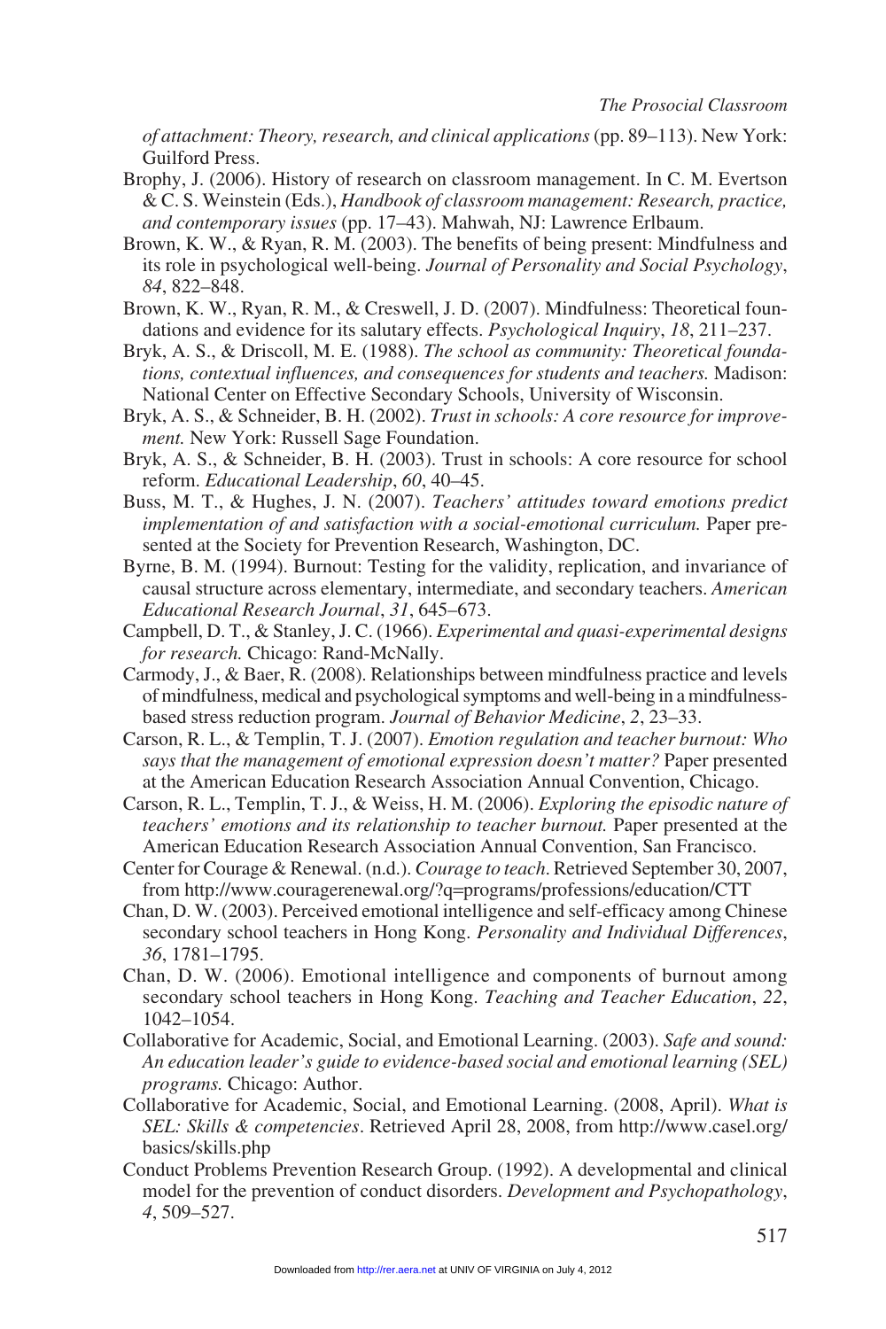*of attachment: Theory, research, and clinical applications* (pp. 89–113). New York: Guilford Press.

Brophy, J. (2006). History of research on classroom management. In C. M. Evertson & C. S. Weinstein (Eds.), *Handbook of classroom management: Research, practice, and contemporary issues* (pp. 17–43). Mahwah, NJ: Lawrence Erlbaum.

Brown, K. W., & Ryan, R. M. (2003). The benefits of being present: Mindfulness and its role in psychological well-being. *Journal of Personality and Social Psychology*, *84*, 822–848.

Brown, K. W., Ryan, R. M., & Creswell, J. D. (2007). Mindfulness: Theoretical foundations and evidence for its salutary effects. *Psychological Inquiry*, *18*, 211–237.

Bryk, A. S., & Driscoll, M. E. (1988). *The school as community: Theoretical foundations, contextual influences, and consequences for students and teachers.* Madison: National Center on Effective Secondary Schools, University of Wisconsin.

Bryk, A. S., & Schneider, B. H. (2002). *Trust in schools: A core resource for improvement.* New York: Russell Sage Foundation.

Bryk, A. S., & Schneider, B. H. (2003). Trust in schools: A core resource for school reform. *Educational Leadership*, *60*, 40–45.

Buss, M. T., & Hughes, J. N. (2007). *Teachers' attitudes toward emotions predict implementation of and satisfaction with a social-emotional curriculum.* Paper presented at the Society for Prevention Research, Washington, DC.

Byrne, B. M. (1994). Burnout: Testing for the validity, replication, and invariance of causal structure across elementary, intermediate, and secondary teachers. *American Educational Research Journal*, *31*, 645–673.

Campbell, D. T., & Stanley, J. C. (1966). *Experimental and quasi-experimental designs for research.* Chicago: Rand-McNally.

Carmody, J., & Baer, R. (2008). Relationships between mindfulness practice and levels of mindfulness, medical and psychological symptoms and well-being in a mindfulness-based stress reduction program. *Journal of Behavior Medicine*, *2*, 23–33.

Carson, R. L., & Templin, T. J. (2007). *Emotion regulation and teacher burnout: Who says that the management of emotional expression doesn't matter?* Paper presented at the American Education Research Association Annual Convention, Chicago.

Carson, R. L., Templin, T. J., & Weiss, H. M. (2006). *Exploring the episodic nature of teachers' emotions and its relationship to teacher burnout.* Paper presented at the American Education Research Association Annual Convention, San Francisco.

Center for Courage & Renewal. (n.d.). *Courage to teach*. Retrieved September 30, 2007, from http://www.couragerenewal.org/?q=programs/professions/education/CTT

Chan, D. W. (2003). Perceived emotional intelligence and self-efficacy among Chinese secondary school teachers in Hong Kong. *Personality and Individual Differences*, *36*, 1781–1795.

Chan, D. W. (2006). Emotional intelligence and components of burnout among secondary school teachers in Hong Kong. *Teaching and Teacher Education*, *22*, 1042–1054.

Collaborative for Academic, Social, and Emotional Learning. (2003). *Safe and sound: An education leader's guide to evidence-based social and emotional learning (SEL) programs.* Chicago: Author.

Collaborative for Academic, Social, and Emotional Learning. (2008, April). *What is SEL: Skills & competencies*. Retrieved April 28, 2008, from http://www.casel.org/basics/skills.php

Conduct Problems Prevention Research Group. (1992). A developmental and clinical model for the prevention of conduct disorders. *Development and Psychopathology*, *4*, 509–527.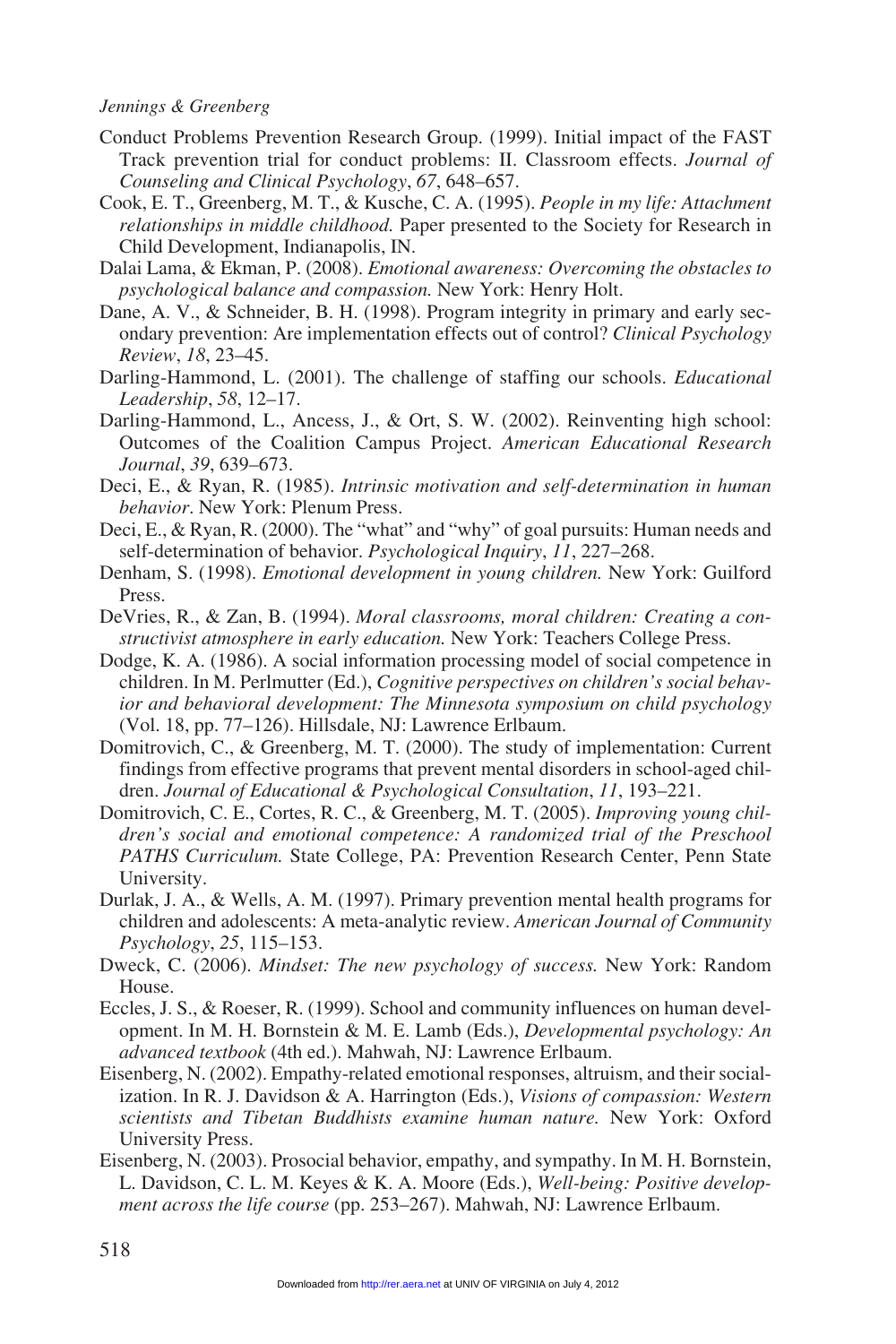Conduct Problems Prevention Research Group. (1999). Initial impact of the FAST Track prevention trial for conduct problems: II. Classroom effects. *Journal of Counseling and Clinical Psychology*, *67*, 648–657.

Cook, E. T., Greenberg, M. T., & Kusche, C. A. (1995). *People in my life: Attachment relationships in middle childhood.* Paper presented to the Society for Research in Child Development, Indianapolis, IN.

Dalai Lama, & Ekman, P. (2008). *Emotional awareness: Overcoming the obstacles to psychological balance and compassion.* New York: Henry Holt.

Dane, A. V., & Schneider, B. H. (1998). Program integrity in primary and early secondary prevention: Are implementation effects out of control? *Clinical Psychology Review*, *18*, 23–45.

Darling-Hammond, L. (2001). The challenge of staffing our schools. *Educational Leadership*, *58*, 12–17.

Darling-Hammond, L., Ancess, J., & Ort, S. W. (2002). Reinventing high school: Outcomes of the Coalition Campus Project. *American Educational Research Journal*, *39*, 639–673.

Deci, E., & Ryan, R. (1985). *Intrinsic motivation and self-determination in human behavior*. New York: Plenum Press.

Deci, E., & Ryan, R. (2000). The "what" and "why" of goal pursuits: Human needs and self-determination of behavior. *Psychological Inquiry*, *11*, 227–268.

Denham, S. (1998). *Emotional development in young children.* New York: Guilford Press.

DeVries, R., & Zan, B. (1994). *Moral classrooms, moral children: Creating a constructivist atmosphere in early education.* New York: Teachers College Press.

Dodge, K. A. (1986). A social information processing model of social competence in children. In M. Perlmutter (Ed.), *Cognitive perspectives on children's social behavior and behavioral development: The Minnesota symposium on child psychology* (Vol. 18, pp. 77–126). Hillsdale, NJ: Lawrence Erlbaum.

Domitrovich, C., & Greenberg, M. T. (2000). The study of implementation: Current findings from effective programs that prevent mental disorders in school-aged children. *Journal of Educational & Psychological Consultation*, *11*, 193–221.

Domitrovich, C. E., Cortes, R. C., & Greenberg, M. T. (2005). *Improving young children's social and emotional competence: A randomized trial of the Preschool PATHS Curriculum.* State College, PA: Prevention Research Center, Penn State University.

Durlak, J. A., & Wells, A. M. (1997). Primary prevention mental health programs for children and adolescents: A meta-analytic review. *American Journal of Community Psychology*, *25*, 115–153.

Dweck, C. (2006). *Mindset: The new psychology of success.* New York: Random House.

Eccles, J. S., & Roeser, R. (1999). School and community influences on human development. In M. H. Bornstein & M. E. Lamb (Eds.), *Developmental psychology: An advanced textbook* (4th ed.). Mahwah, NJ: Lawrence Erlbaum.

Eisenberg, N. (2002). Empathy-related emotional responses, altruism, and their socialization. In R. J. Davidson & A. Harrington (Eds.), *Visions of compassion: Western scientists and Tibetan Buddhists examine human nature.* New York: Oxford University Press.

Eisenberg, N. (2003). Prosocial behavior, empathy, and sympathy. In M. H. Bornstein, L. Davidson, C. L. M. Keyes & K. A. Moore (Eds.), *Well-being: Positive development across the life course* (pp. 253–267). Mahwah, NJ: Lawrence Erlbaum.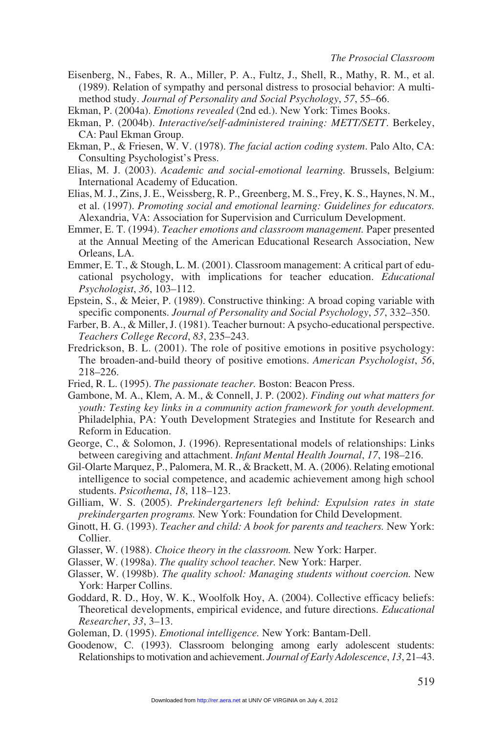Eisenberg, N., Fabes, R. A., Miller, P. A., Fultz, J., Shell, R., Mathy, R. M., et al. (1989). Relation of sympathy and personal distress to prosocial behavior: A multimethod study. *Journal of Personality and Social Psychology*, *57*, 55–66.

Ekman, P. (2004a). *Emotions revealed* (2nd ed.). New York: Times Books.

Ekman, P. (2004b). *Interactive/self-administered training: METT/SETT*. Berkeley, CA: Paul Ekman Group.

Ekman, P., & Friesen, W. V. (1978). *The facial action coding system*. Palo Alto, CA: Consulting Psychologist's Press.

Elias, M. J. (2003). *Academic and social-emotional learning.* Brussels, Belgium: International Academy of Education.

Elias, M. J., Zins, J. E., Weissberg, R. P., Greenberg, M. S., Frey, K. S., Haynes, N. M., et al. (1997). *Promoting social and emotional learning: Guidelines for educators.* Alexandria, VA: Association for Supervision and Curriculum Development.

Emmer, E. T. (1994). *Teacher emotions and classroom management.* Paper presented at the Annual Meeting of the American Educational Research Association, New Orleans, LA.

Emmer, E. T., & Stough, L. M. (2001). Classroom management: A critical part of educational psychology, with implications for teacher education. *Educational Psychologist*, *36*, 103–112.

Epstein, S., & Meier, P. (1989). Constructive thinking: A broad coping variable with specific components. *Journal of Personality and Social Psychology*, *57*, 332–350.

Farber, B. A., & Miller, J. (1981). Teacher burnout: A psycho-educational perspective. *Teachers College Record*, *83*, 235–243.

Fredrickson, B. L. (2001). The role of positive emotions in positive psychology: The broaden-and-build theory of positive emotions. *American Psychologist*, *56*, 218–226.

Fried, R. L. (1995). *The passionate teacher.* Boston: Beacon Press.

Gambone, M. A., Klem, A. M., & Connell, J. P. (2002). *Finding out what matters for youth: Testing key links in a community action framework for youth development.* Philadelphia, PA: Youth Development Strategies and Institute for Research and Reform in Education.

George, C., & Solomon, J. (1996). Representational models of relationships: Links between caregiving and attachment. *Infant Mental Health Journal*, *17*, 198–216.

Gil-Olarte Marquez, P., Palomera, M. R., & Brackett, M. A. (2006). Relating emotional intelligence to social competence, and academic achievement among high school students. *Psicothema*, *18*, 118–123.

Gilliam, W. S. (2005). *Prekindergarteners left behind: Expulsion rates in state prekindergarten programs.* New York: Foundation for Child Development.

Ginott, H. G. (1993). *Teacher and child: A book for parents and teachers.* New York: Collier.

Glasser, W. (1988). *Choice theory in the classroom.* New York: Harper.

Glasser, W. (1998a). *The quality school teacher.* New York: Harper.

Glasser, W. (1998b). *The quality school: Managing students without coercion.* New York: Harper Collins.

Goddard, R. D., Hoy, W. K., Woolfolk Hoy, A. (2004). Collective efficacy beliefs: Theoretical developments, empirical evidence, and future directions. *Educational Researcher*, *33*, 3–13.

Goleman, D. (1995). *Emotional intelligence.* New York: Bantam-Dell.

Goodenow, C. (1993). Classroom belonging among early adolescent students: Relationships to motivation and achievement. *Journal of Early Adolescence*, *13*, 21–43.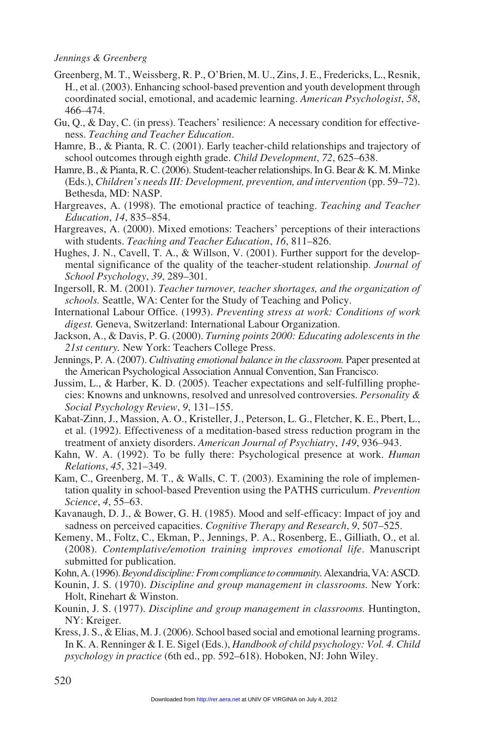Greenberg, M. T., Weissberg, R. P., O'Brien, M. U., Zins, J. E., Fredericks, L., Resnik, H., et al. (2003). Enhancing school-based prevention and youth development through coordinated social, emotional, and academic learning. *American Psychologist*, *58*, 466–474.

Gu, Q., & Day, C. (in press). Teachers' resilience: A necessary condition for effectiveness. *Teaching and Teacher Education*.

Hamre, B., & Pianta, R. C. (2001). Early teacher-child relationships and trajectory of school outcomes through eighth grade. *Child Development*, *72*, 625–638.

Hamre, B., & Pianta, R. C. (2006). Student-teacher relationships. In G. Bear & K. M. Minke (Eds.), *Children's needs III: Development, prevention, and intervention* (pp. 59–72). Bethesda, MD: NASP.

Hargreaves, A. (1998). The emotional practice of teaching. *Teaching and Teacher Education*, *14*, 835–854.

Hargreaves, A. (2000). Mixed emotions: Teachers' perceptions of their interactions with students. *Teaching and Teacher Education*, *16*, 811–826.

Hughes, J. N., Cavell, T. A., & Willson, V. (2001). Further support for the developmental significance of the quality of the teacher-student relationship. *Journal of School Psychology*, *39*, 289–301.

Ingersoll, R. M. (2001). *Teacher turnover, teacher shortages, and the organization of schools.* Seattle, WA: Center for the Study of Teaching and Policy.

International Labour Office. (1993). *Preventing stress at work: Conditions of work digest.* Geneva, Switzerland: International Labour Organization.

Jackson, A., & Davis, P. G. (2000). *Turning points 2000: Educating adolescents in the 21st century.* New York: Teachers College Press.

Jennings, P. A. (2007). *Cultivating emotional balance in the classroom.* Paper presented at the American Psychological Association Annual Convention, San Francisco.

Jussim, L., & Harber, K. D. (2005). Teacher expectations and self-fulfilling prophecies: Knowns and unknowns, resolved and unresolved controversies. *Personality & Social Psychology Review*, *9*, 131–155.

Kabat-Zinn, J., Massion, A. O., Kristeller, J., Peterson, L. G., Fletcher, K. E., Pbert, L., et al. (1992). Effectiveness of a meditation-based stress reduction program in the treatment of anxiety disorders. *American Journal of Psychiatry*, *149*, 936–943.

Kahn, W. A. (1992). To be fully there: Psychological presence at work. *Human Relations*, *45*, 321–349.

Kam, C., Greenberg, M. T., & Walls, C. T. (2003). Examining the role of implementation quality in school-based Prevention using the PATHS curriculum. *Prevention Science*, *4*, 55–63.

Kavanaugh, D. J., & Bower, G. H. (1985). Mood and self-efficacy: Impact of joy and sadness on perceived capacities. *Cognitive Therapy and Research*, *9*, 507–525.

Kemeny, M., Foltz, C., Ekman, P., Jennings, P. A., Rosenberg, E., Gilliath, O., et al. (2008). *Contemplative/emotion training improves emotional life*. Manuscript submitted for publication.

Kohn, A. (1996). *Beyond discipline: From compliance to community.* Alexandria, VA: ASCD.

Kounin, J. S. (1970). *Discipline and group management in classrooms.* New York: Holt, Rinehart & Winston.

Kounin, J. S. (1977). *Discipline and group management in classrooms.* Huntington, NY: Kreiger.

Kress, J. S., & Elias, M. J. (2006). School based social and emotional learning programs. In K. A. Renninger & I. E. Sigel (Eds.), *Handbook of child psychology: Vol. 4. Child psychology in practice* (6th ed., pp. 592–618). Hoboken, NJ: John Wiley.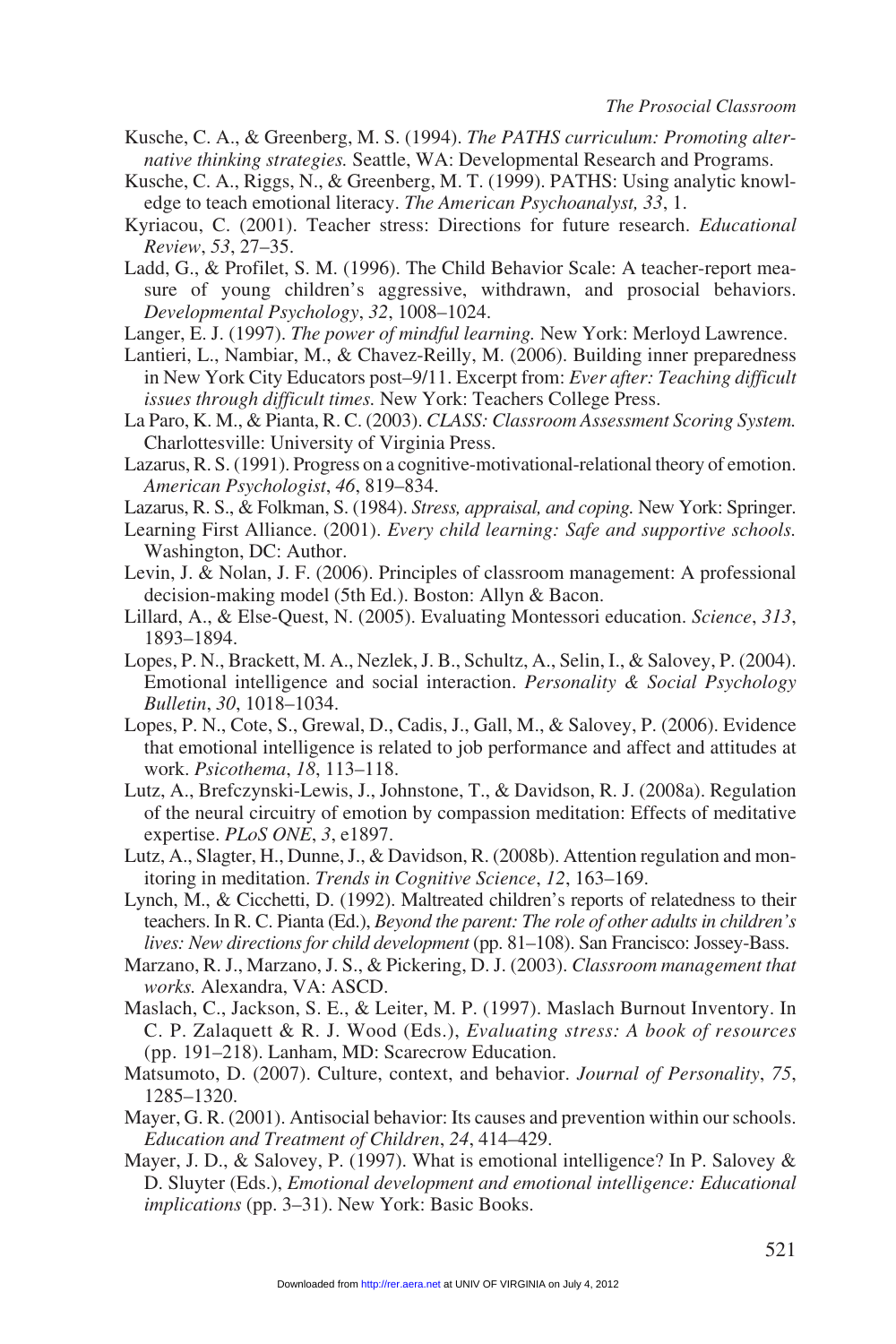Kusche, C. A., & Greenberg, M. S. (1994). *The PATHS curriculum: Promoting alternative thinking strategies.* Seattle, WA: Developmental Research and Programs.

Kusche, C. A., Riggs, N., & Greenberg, M. T. (1999). PATHS: Using analytic knowledge to teach emotional literacy. *The American Psychoanalyst, 33*, 1.

Kyriacou, C. (2001). Teacher stress: Directions for future research. *Educational Review*, *53*, 27–35.

Ladd, G., & Profilet, S. M. (1996). The Child Behavior Scale: A teacher-report measure of young children's aggressive, withdrawn, and prosocial behaviors. *Developmental Psychology*, *32*, 1008–1024.

Langer, E. J. (1997). *The power of mindful learning.* New York: Merloyd Lawrence.

Lantieri, L., Nambiar, M., & Chavez-Reilly, M. (2006). Building inner preparedness in New York City Educators post–9/11. Excerpt from: *Ever after: Teaching difficult issues through difficult times.* New York: Teachers College Press.

La Paro, K. M., & Pianta, R. C. (2003). *CLASS: Classroom Assessment Scoring System.* Charlottesville: University of Virginia Press.

Lazarus, R. S. (1991). Progress on a cognitive-motivational-relational theory of emotion. *American Psychologist*, *46*, 819–834.

Lazarus, R. S., & Folkman, S. (1984). *Stress, appraisal, and coping.* New York: Springer.

Learning First Alliance. (2001). *Every child learning: Safe and supportive schools.* Washington, DC: Author.

Levin, J. & Nolan, J. F. (2006). Principles of classroom management: A professional decision-making model (5th Ed.). Boston: Allyn & Bacon.

Lillard, A., & Else-Quest, N. (2005). Evaluating Montessori education. *Science*, *313*, 1893–1894.

Lopes, P. N., Brackett, M. A., Nezlek, J. B., Schultz, A., Selin, I., & Salovey, P. (2004). Emotional intelligence and social interaction. *Personality & Social Psychology Bulletin*, *30*, 1018–1034.

Lopes, P. N., Cote, S., Grewal, D., Cadis, J., Gall, M., & Salovey, P. (2006). Evidence that emotional intelligence is related to job performance and affect and attitudes at work. *Psicothema*, *18*, 113–118.

Lutz, A., Brefczynski-Lewis, J., Johnstone, T., & Davidson, R. J. (2008a). Regulation of the neural circuitry of emotion by compassion meditation: Effects of meditative expertise. *PLoS ONE*, *3*, e1897.

Lutz, A., Slagter, H., Dunne, J., & Davidson, R. (2008b). Attention regulation and monitoring in meditation. *Trends in Cognitive Science*, *12*, 163–169.

Lynch, M., & Cicchetti, D. (1992). Maltreated children's reports of relatedness to their teachers. In R. C. Pianta (Ed.), *Beyond the parent: The role of other adults in children's lives: New directions for child development* (pp. 81–108). San Francisco: Jossey-Bass.

Marzano, R. J., Marzano, J. S., & Pickering, D. J. (2003). *Classroom management that works.* Alexandra, VA: ASCD.

Maslach, C., Jackson, S. E., & Leiter, M. P. (1997). Maslach Burnout Inventory. In C. P. Zalaquett & R. J. Wood (Eds.), *Evaluating stress: A book of resources* (pp. 191–218). Lanham, MD: Scarecrow Education.

Matsumoto, D. (2007). Culture, context, and behavior. *Journal of Personality*, *75*, 1285–1320.

Mayer, G. R. (2001). Antisocial behavior: Its causes and prevention within our schools. *Education and Treatment of Children*, *24*, 414–429.

Mayer, J. D., & Salovey, P. (1997). What is emotional intelligence? In P. Salovey & D. Sluyter (Eds.), *Emotional development and emotional intelligence: Educational implications* (pp. 3–31). New York: Basic Books.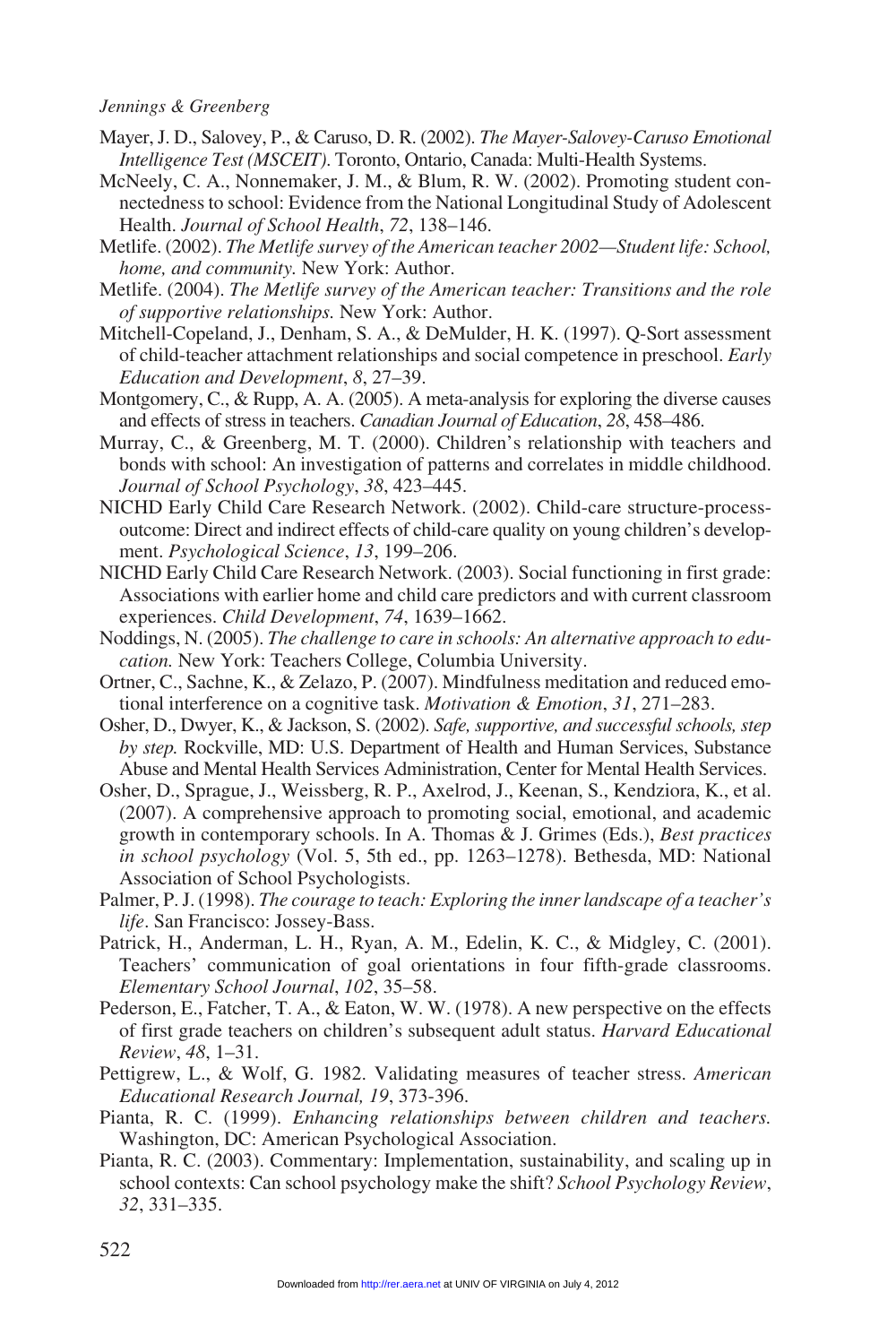Mayer, J. D., Salovey, P., & Caruso, D. R. (2002). *The Mayer-Salovey-Caruso Emotional Intelligence Test (MSCEIT)*. Toronto, Ontario, Canada: Multi-Health Systems.

McNeely, C. A., Nonnemaker, J. M., & Blum, R. W. (2002). Promoting student connectedness to school: Evidence from the National Longitudinal Study of Adolescent Health. *Journal of School Health*, *72*, 138–146.

Metlife. (2002). *The Metlife survey of the American teacher 2002—Student life: School, home, and community.* New York: Author.

Metlife. (2004). *The Metlife survey of the American teacher: Transitions and the role of supportive relationships.* New York: Author.

Mitchell-Copeland, J., Denham, S. A., & DeMulder, H. K. (1997). Q-Sort assessment of child-teacher attachment relationships and social competence in preschool. *Early Education and Development*, *8*, 27–39.

Montgomery, C., & Rupp, A. A. (2005). A meta-analysis for exploring the diverse causes and effects of stress in teachers. *Canadian Journal of Education*, *28*, 458–486.

Murray, C., & Greenberg, M. T. (2000). Children's relationship with teachers and bonds with school: An investigation of patterns and correlates in middle childhood. *Journal of School Psychology*, *38*, 423–445.

NICHD Early Child Care Research Network. (2002). Child-care structure-process-outcome: Direct and indirect effects of child-care quality on young children's development. *Psychological Science*, *13*, 199–206.

NICHD Early Child Care Research Network. (2003). Social functioning in first grade: Associations with earlier home and child care predictors and with current classroom experiences. *Child Development*, *74*, 1639–1662.

Noddings, N. (2005). *The challenge to care in schools: An alternative approach to education.* New York: Teachers College, Columbia University.

Ortner, C., Sachne, K., & Zelazo, P. (2007). Mindfulness meditation and reduced emotional interference on a cognitive task. *Motivation & Emotion*, *31*, 271–283.

Osher, D., Dwyer, K., & Jackson, S. (2002). *Safe, supportive, and successful schools, step by step.* Rockville, MD: U.S. Department of Health and Human Services, Substance Abuse and Mental Health Services Administration, Center for Mental Health Services.

Osher, D., Sprague, J., Weissberg, R. P., Axelrod, J., Keenan, S., Kendziora, K., et al. (2007). A comprehensive approach to promoting social, emotional, and academic growth in contemporary schools. In A. Thomas & J. Grimes (Eds.), *Best practices in school psychology* (Vol. 5, 5th ed., pp. 1263–1278). Bethesda, MD: National Association of School Psychologists.

Palmer, P. J. (1998). *The courage to teach: Exploring the inner landscape of a teacher's life*. San Francisco: Jossey-Bass.

Patrick, H., Anderman, L. H., Ryan, A. M., Edelin, K. C., & Midgley, C. (2001). Teachers' communication of goal orientations in four fifth-grade classrooms. *Elementary School Journal*, *102*, 35–58.

Pederson, E., Fatcher, T. A., & Eaton, W. W. (1978). A new perspective on the effects of first grade teachers on children's subsequent adult status. *Harvard Educational Review*, *48*, 1–31.

Pettigrew, L., & Wolf, G. 1982. Validating measures of teacher stress. *American Educational Research Journal, 19*, 373-396.

Pianta, R. C. (1999). *Enhancing relationships between children and teachers.* Washington, DC: American Psychological Association.

Pianta, R. C. (2003). Commentary: Implementation, sustainability, and scaling up in school contexts: Can school psychology make the shift? *School Psychology Review*, *32*, 331–335.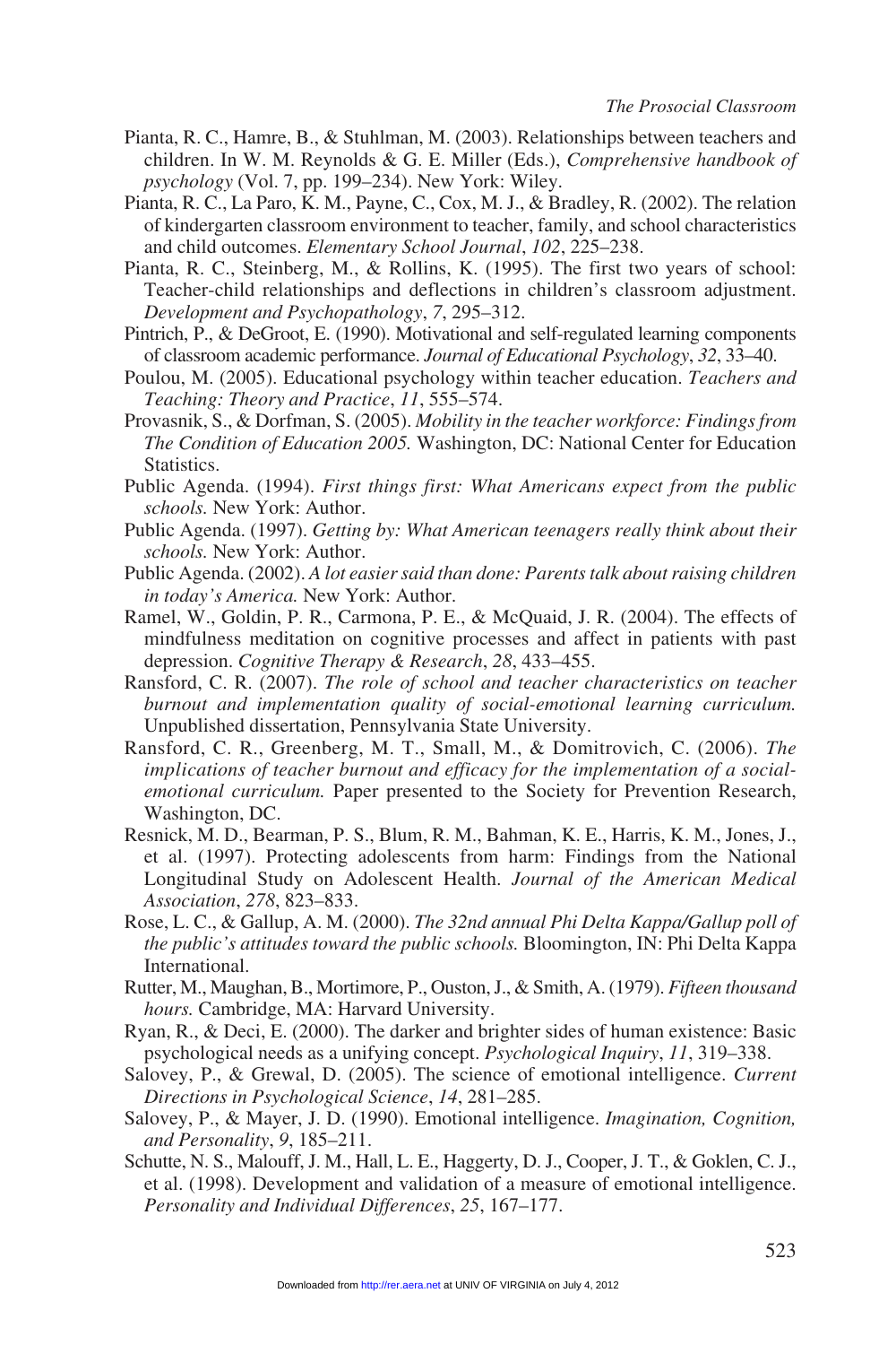Pianta, R. C., Hamre, B., & Stuhlman, M. (2003). Relationships between teachers and children. In W. M. Reynolds & G. E. Miller (Eds.), *Comprehensive handbook of psychology* (Vol. 7, pp. 199–234). New York: Wiley.

Pianta, R. C., La Paro, K. M., Payne, C., Cox, M. J., & Bradley, R. (2002). The relation of kindergarten classroom environment to teacher, family, and school characteristics and child outcomes. *Elementary School Journal*, *102*, 225–238.

Pianta, R. C., Steinberg, M., & Rollins, K. (1995). The first two years of school: Teacher-child relationships and deflections in children's classroom adjustment. *Development and Psychopathology*, *7*, 295–312.

Pintrich, P., & DeGroot, E. (1990). Motivational and self-regulated learning components of classroom academic performance. *Journal of Educational Psychology*, *32*, 33–40.

Poulou, M. (2005). Educational psychology within teacher education. *Teachers and Teaching: Theory and Practice*, *11*, 555–574.

Provasnik, S., & Dorfman, S. (2005). *Mobility in the teacher workforce: Findings from The Condition of Education 2005.* Washington, DC: National Center for Education Statistics.

Public Agenda. (1994). *First things first: What Americans expect from the public schools.* New York: Author.

Public Agenda. (1997). *Getting by: What American teenagers really think about their schools.* New York: Author.

Public Agenda. (2002). *A lot easier said than done: Parents talk about raising children in today's America.* New York: Author.

Ramel, W., Goldin, P. R., Carmona, P. E., & McQuaid, J. R. (2004). The effects of mindfulness meditation on cognitive processes and affect in patients with past depression. *Cognitive Therapy & Research*, *28*, 433–455.

Ransford, C. R. (2007). *The role of school and teacher characteristics on teacher burnout and implementation quality of social-emotional learning curriculum.* Unpublished dissertation, Pennsylvania State University.

Ransford, C. R., Greenberg, M. T., Small, M., & Domitrovich, C. (2006). *The implications of teacher burnout and efficacy for the implementation of a social-emotional curriculum.* Paper presented to the Society for Prevention Research, Washington, DC.

Resnick, M. D., Bearman, P. S., Blum, R. M., Bahman, K. E., Harris, K. M., Jones, J., et al. (1997). Protecting adolescents from harm: Findings from the National Longitudinal Study on Adolescent Health. *Journal of the American Medical Association*, *278*, 823–833.

Rose, L. C., & Gallup, A. M. (2000). *The 32nd annual Phi Delta Kappa/Gallup poll of the public's attitudes toward the public schools.* Bloomington, IN: Phi Delta Kappa International.

Rutter, M., Maughan, B., Mortimore, P., Ouston, J., & Smith, A. (1979). *Fifteen thousand hours.* Cambridge, MA: Harvard University.

Ryan, R., & Deci, E. (2000). The darker and brighter sides of human existence: Basic psychological needs as a unifying concept. *Psychological Inquiry*, *11*, 319–338.

Salovey, P., & Grewal, D. (2005). The science of emotional intelligence. *Current Directions in Psychological Science*, *14*, 281–285.

Salovey, P., & Mayer, J. D. (1990). Emotional intelligence. *Imagination, Cognition, and Personality*, *9*, 185–211.

Schutte, N. S., Malouff, J. M., Hall, L. E., Haggerty, D. J., Cooper, J. T., & Goklen, C. J., et al. (1998). Development and validation of a measure of emotional intelligence. *Personality and Individual Differences*, *25*, 167–177.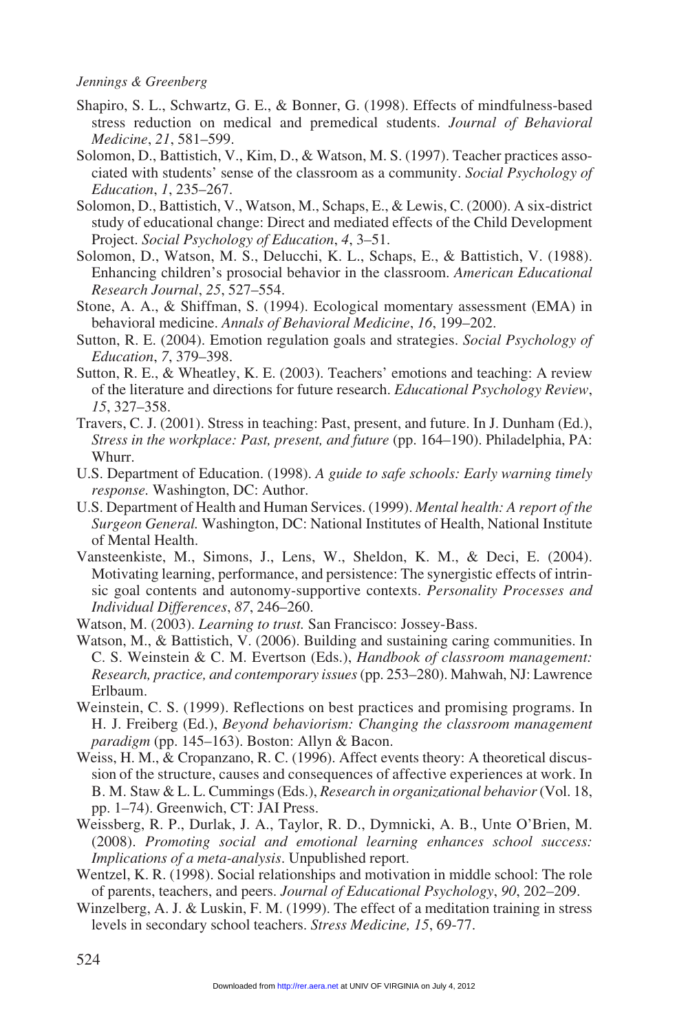Shapiro, S. L., Schwartz, G. E., & Bonner, G. (1998). Effects of mindfulness-based stress reduction on medical and premedical students. *Journal of Behavioral Medicine*, *21*, 581–599.

Solomon, D., Battistich, V., Kim, D., & Watson, M. S. (1997). Teacher practices associated with students' sense of the classroom as a community. *Social Psychology of Education*, *1*, 235–267.

Solomon, D., Battistich, V., Watson, M., Schaps, E., & Lewis, C. (2000). A six-district study of educational change: Direct and mediated effects of the Child Development Project. *Social Psychology of Education*, *4*, 3–51.

Solomon, D., Watson, M. S., Delucchi, K. L., Schaps, E., & Battistich, V. (1988). Enhancing children's prosocial behavior in the classroom. *American Educational Research Journal*, *25*, 527–554.

Stone, A. A., & Shiffman, S. (1994). Ecological momentary assessment (EMA) in behavioral medicine. *Annals of Behavioral Medicine*, *16*, 199–202.

Sutton, R. E. (2004). Emotion regulation goals and strategies. *Social Psychology of Education*, *7*, 379–398.

Sutton, R. E., & Wheatley, K. E. (2003). Teachers' emotions and teaching: A review of the literature and directions for future research. *Educational Psychology Review*, *15*, 327–358.

Travers, C. J. (2001). Stress in teaching: Past, present, and future. In J. Dunham (Ed.), *Stress in the workplace: Past, present, and future* (pp. 164–190). Philadelphia, PA: Whurr.

U.S. Department of Education. (1998). *A guide to safe schools: Early warning timely response.* Washington, DC: Author.

U.S. Department of Health and Human Services. (1999). *Mental health: A report of the Surgeon General.* Washington, DC: National Institutes of Health, National Institute of Mental Health.

Vansteenkiste, M., Simons, J., Lens, W., Sheldon, K. M., & Deci, E. (2004). Motivating learning, performance, and persistence: The synergistic effects of intrinsic goal contents and autonomy-supportive contexts. *Personality Processes and Individual Differences*, *87*, 246–260.

Watson, M. (2003). *Learning to trust.* San Francisco: Jossey-Bass.

Watson, M., & Battistich, V. (2006). Building and sustaining caring communities. In C. S. Weinstein & C. M. Evertson (Eds.), *Handbook of classroom management: Research, practice, and contemporary issues* (pp. 253–280). Mahwah, NJ: Lawrence Erlbaum.

Weinstein, C. S. (1999). Reflections on best practices and promising programs. In H. J. Freiberg (Ed.), *Beyond behaviorism: Changing the classroom management paradigm* (pp. 145–163). Boston: Allyn & Bacon.

Weiss, H. M., & Cropanzano, R. C. (1996). Affect events theory: A theoretical discussion of the structure, causes and consequences of affective experiences at work. In B. M. Staw & L. L. Cummings (Eds.), *Research in organizational behavior* (Vol. 18, pp. 1–74). Greenwich, CT: JAI Press.

Weissberg, R. P., Durlak, J. A., Taylor, R. D., Dymnicki, A. B., Unte O'Brien, M. (2008). *Promoting social and emotional learning enhances school success: Implications of a meta-analysis*. Unpublished report.

Wentzel, K. R. (1998). Social relationships and motivation in middle school: The role of parents, teachers, and peers. *Journal of Educational Psychology*, *90*, 202–209.

Winzelberg, A. J. & Luskin, F. M. (1999). The effect of a meditation training in stress levels in secondary school teachers. *Stress Medicine, 15*, 69-77.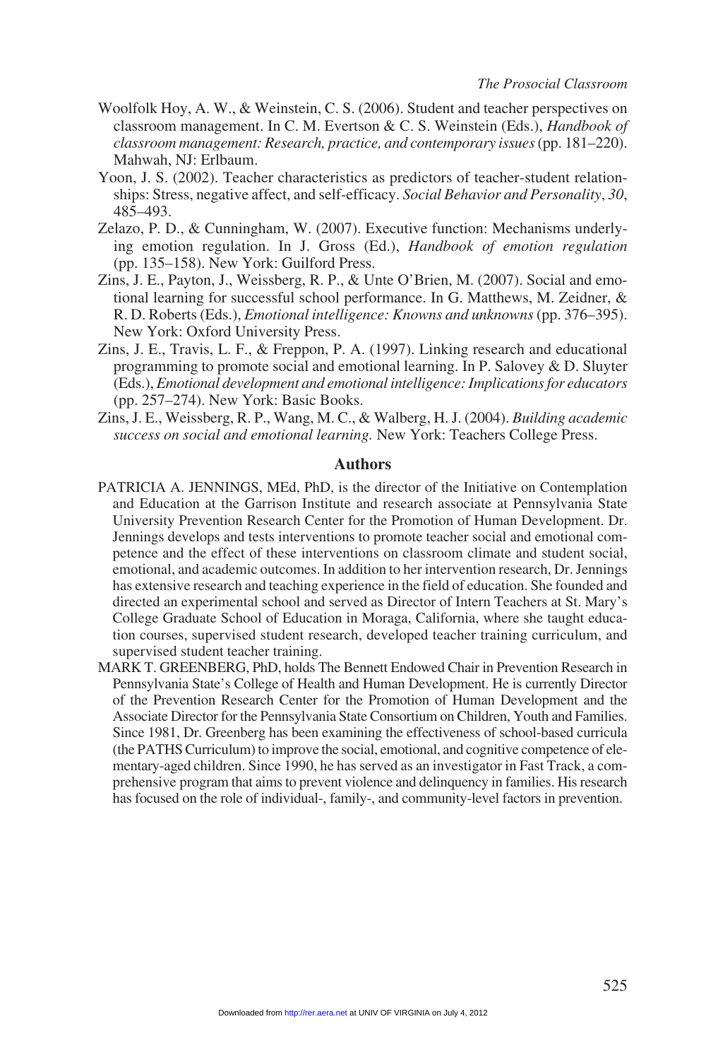Woolfolk Hoy, A. W., & Weinstein, C. S. (2006). Student and teacher perspectives on classroom management. In C. M. Evertson & C. S. Weinstein (Eds.), *Handbook of classroom management: Research, practice, and contemporary issues* (pp. 181–220). Mahwah, NJ: Erlbaum.

Yoon, J. S. (2002). Teacher characteristics as predictors of teacher-student relationships: Stress, negative affect, and self-efficacy. *Social Behavior and Personality*, *30*, 485–493.

Zelazo, P. D., & Cunningham, W. (2007). Executive function: Mechanisms underlying emotion regulation. In J. Gross (Ed.), *Handbook of emotion regulation* (pp. 135–158). New York: Guilford Press.

Zins, J. E., Payton, J., Weissberg, R. P., & Unte O'Brien, M. (2007). Social and emotional learning for successful school performance. In G. Matthews, M. Zeidner, & R. D. Roberts (Eds.), *Emotional intelligence: Knowns and unknowns* (pp. 376–395). New York: Oxford University Press.

Zins, J. E., Travis, L. F., & Freppon, P. A. (1997). Linking research and educational programming to promote social and emotional learning. In P. Salovey & D. Sluyter (Eds.), *Emotional development and emotional intelligence: Implications for educators* (pp. 257–274). New York: Basic Books.

Zins, J. E., Weissberg, R. P., Wang, M. C., & Walberg, H. J. (2004). *Building academic success on social and emotional learning.* New York: Teachers College Press.

## Authors

PATRICIA A. JENNINGS, MEd, PhD, is the director of the Initiative on Contemplation and Education at the Garrison Institute and research associate at Pennsylvania State University Prevention Research Center for the Promotion of Human Development. Dr. Jennings develops and tests interventions to promote teacher social and emotional competence and the effect of these interventions on classroom climate and student social, emotional, and academic outcomes. In addition to her intervention research, Dr. Jennings has extensive research and teaching experience in the field of education. She founded and directed an experimental school and served as Director of Intern Teachers at St. Mary's College Graduate School of Education in Moraga, California, where she taught education courses, supervised student research, developed teacher training curriculum, and supervised student teacher training.

MARK T. GREENBERG, PhD, holds The Bennett Endowed Chair in Prevention Research in Pennsylvania State's College of Health and Human Development. He is currently Director of the Prevention Research Center for the Promotion of Human Development and the Associate Director for the Pennsylvania State Consortium on Children, Youth and Families. Since 1981, Dr. Greenberg has been examining the effectiveness of school-based curricula (the PATHS Curriculum) to improve the social, emotional, and cognitive competence of elementary-aged children. Since 1990, he has served as an investigator in Fast Track, a comprehensive program that aims to prevent violence and delinquency in families. His research has focused on the role of individual-, family-, and community-level factors in prevention.